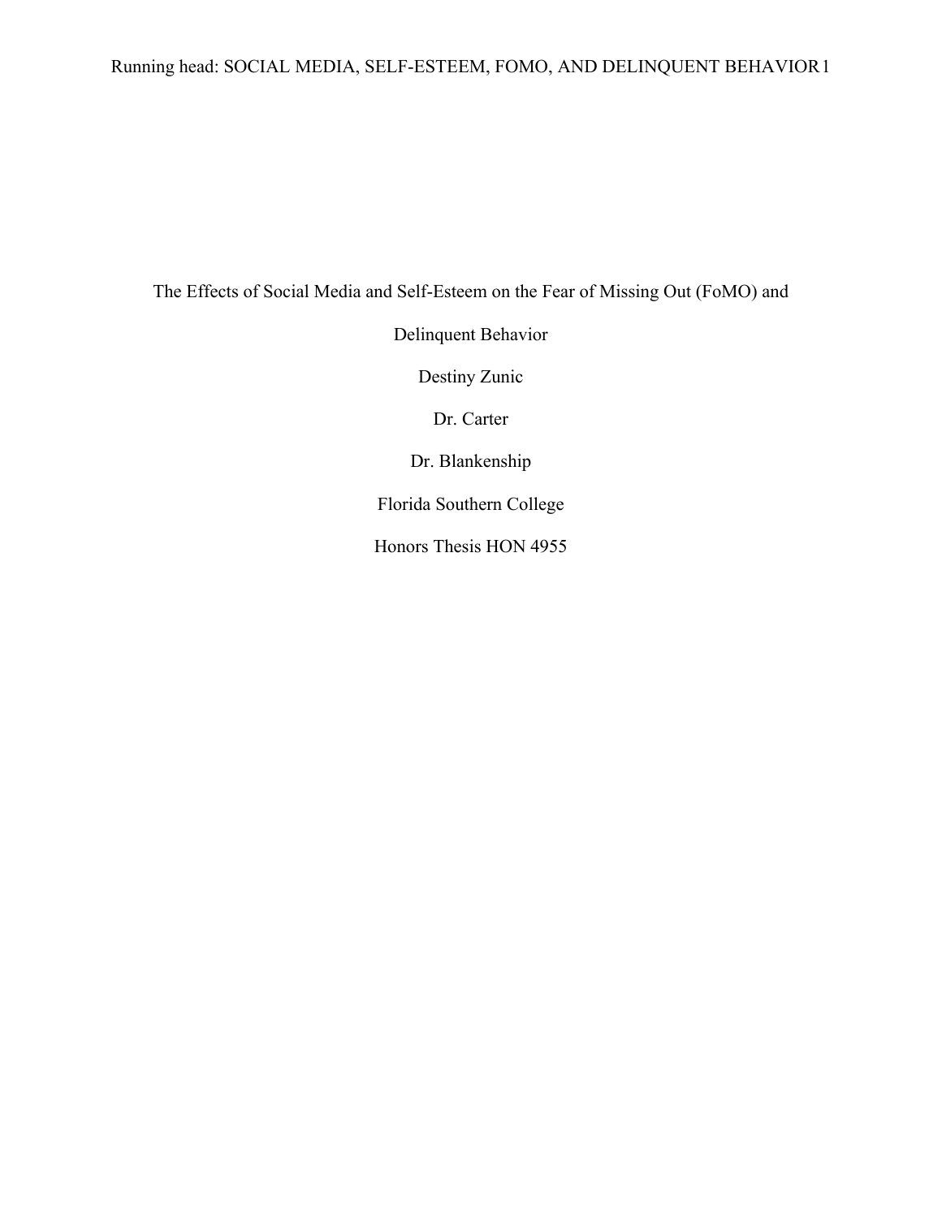# The Effects of Social Media and Self-Esteem on the Fear of Missing Out (FoMO) and Delinquent Behavior

Destiny Zunic

Dr. Carter

Dr. Blankenship

Florida Southern College

Honors Thesis HON 4955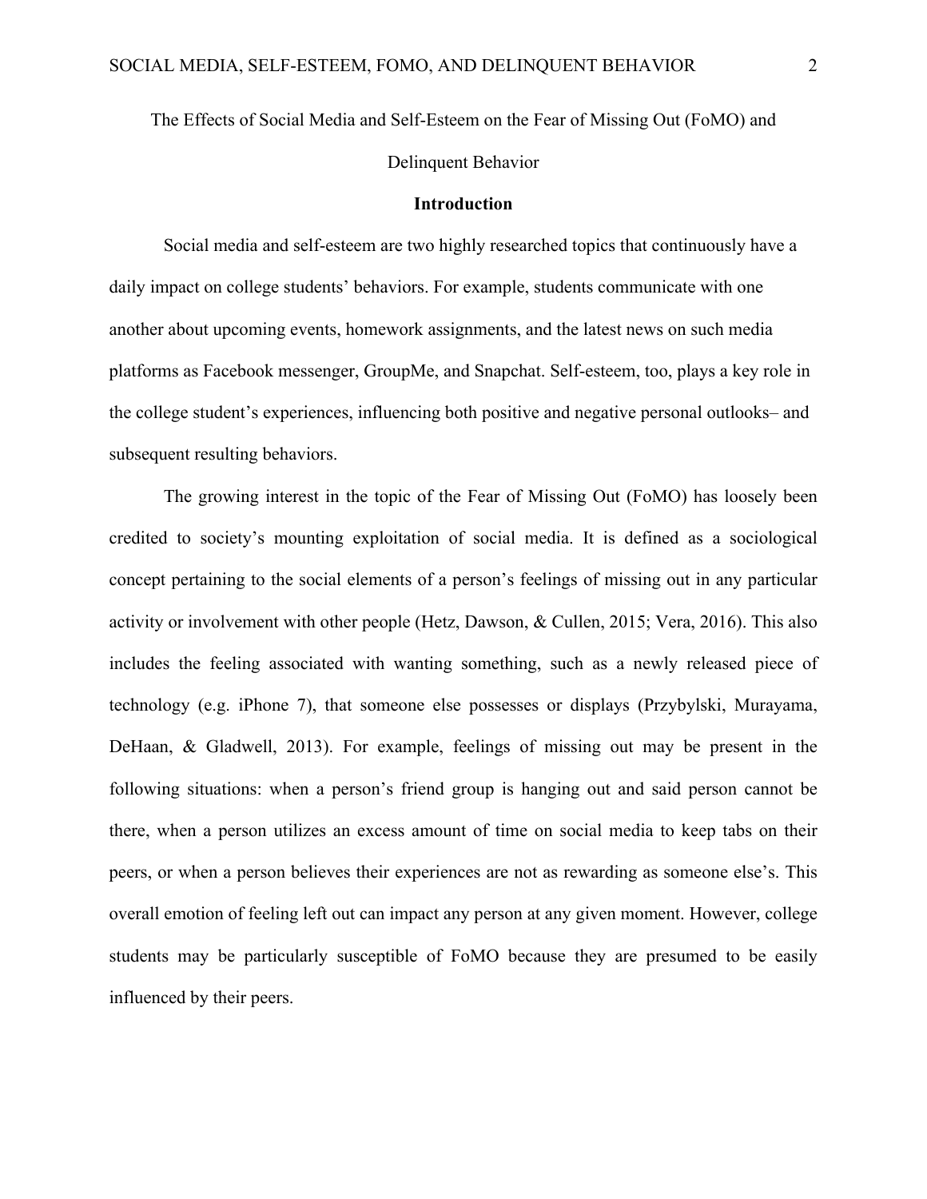The Effects of Social Media and Self-Esteem on the Fear of Missing Out (FoMO) and Delinquent Behavior

## Introduction

Social media and self-esteem are two highly researched topics that continuously have a daily impact on college students' behaviors. For example, students communicate with one another about upcoming events, homework assignments, and the latest news on such media platforms as Facebook messenger, GroupMe, and Snapchat. Self-esteem, too, plays a key role in the college student's experiences, influencing both positive and negative personal outlooks– and subsequent resulting behaviors.

The growing interest in the topic of the Fear of Missing Out (FoMO) has loosely been credited to society's mounting exploitation of social media. It is defined as a sociological concept pertaining to the social elements of a person's feelings of missing out in any particular activity or involvement with other people (Hetz, Dawson, & Cullen, 2015; Vera, 2016). This also includes the feeling associated with wanting something, such as a newly released piece of technology (e.g. iPhone 7), that someone else possesses or displays (Przybylski, Murayama, DeHaan, & Gladwell, 2013). For example, feelings of missing out may be present in the following situations: when a person's friend group is hanging out and said person cannot be there, when a person utilizes an excess amount of time on social media to keep tabs on their peers, or when a person believes their experiences are not as rewarding as someone else's. This overall emotion of feeling left out can impact any person at any given moment. However, college students may be particularly susceptible of FoMO because they are presumed to be easily influenced by their peers.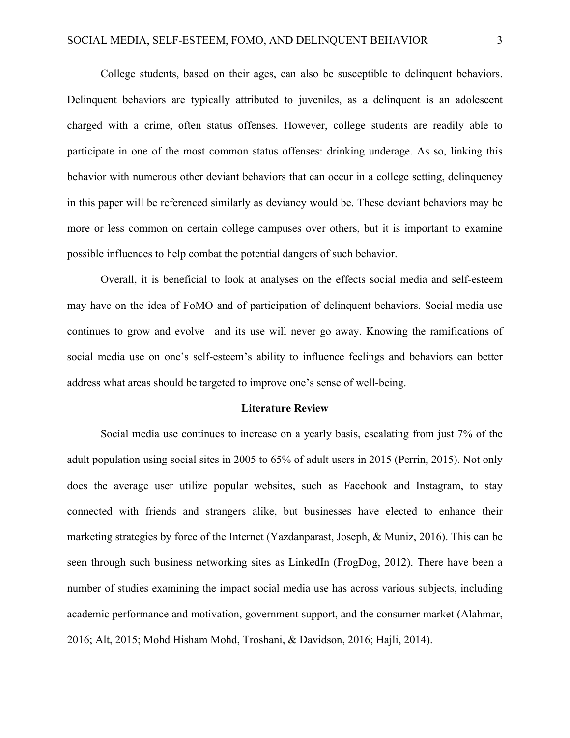College students, based on their ages, can also be susceptible to delinquent behaviors. Delinquent behaviors are typically attributed to juveniles, as a delinquent is an adolescent charged with a crime, often status offenses. However, college students are readily able to participate in one of the most common status offenses: drinking underage. As so, linking this behavior with numerous other deviant behaviors that can occur in a college setting, delinquency in this paper will be referenced similarly as deviancy would be. These deviant behaviors may be more or less common on certain college campuses over others, but it is important to examine possible influences to help combat the potential dangers of such behavior.

Overall, it is beneficial to look at analyses on the effects social media and self-esteem may have on the idea of FoMO and of participation of delinquent behaviors. Social media use continues to grow and evolve– and its use will never go away. Knowing the ramifications of social media use on one's self-esteem's ability to influence feelings and behaviors can better address what areas should be targeted to improve one's sense of well-being.

## Literature Review

Social media use continues to increase on a yearly basis, escalating from just 7% of the adult population using social sites in 2005 to 65% of adult users in 2015 (Perrin, 2015). Not only does the average user utilize popular websites, such as Facebook and Instagram, to stay connected with friends and strangers alike, but businesses have elected to enhance their marketing strategies by force of the Internet (Yazdanparast, Joseph, & Muniz, 2016). This can be seen through such business networking sites as LinkedIn (FrogDog, 2012). There have been a number of studies examining the impact social media use has across various subjects, including academic performance and motivation, government support, and the consumer market (Alahmar, 2016; Alt, 2015; Mohd Hisham Mohd, Troshani, & Davidson, 2016; Hajli, 2014).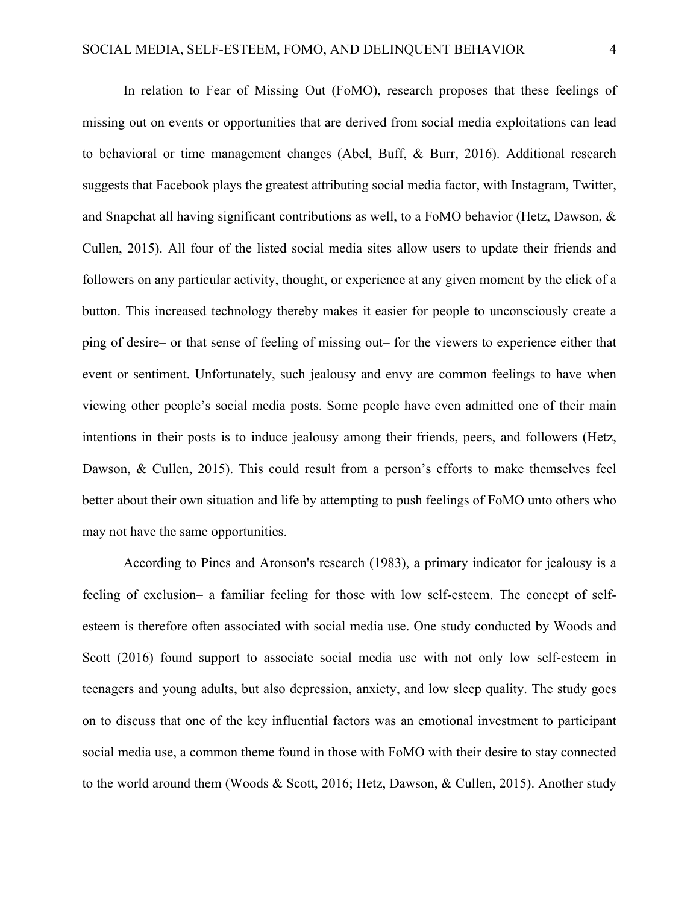In relation to Fear of Missing Out (FoMO), research proposes that these feelings of missing out on events or opportunities that are derived from social media exploitations can lead to behavioral or time management changes (Abel, Buff, & Burr, 2016). Additional research suggests that Facebook plays the greatest attributing social media factor, with Instagram, Twitter, and Snapchat all having significant contributions as well, to a FoMO behavior (Hetz, Dawson, & Cullen, 2015). All four of the listed social media sites allow users to update their friends and followers on any particular activity, thought, or experience at any given moment by the click of a button. This increased technology thereby makes it easier for people to unconsciously create a ping of desire– or that sense of feeling of missing out– for the viewers to experience either that event or sentiment. Unfortunately, such jealousy and envy are common feelings to have when viewing other people's social media posts. Some people have even admitted one of their main intentions in their posts is to induce jealousy among their friends, peers, and followers (Hetz, Dawson, & Cullen, 2015). This could result from a person's efforts to make themselves feel better about their own situation and life by attempting to push feelings of FoMO unto others who may not have the same opportunities.

According to Pines and Aronson's research (1983), a primary indicator for jealousy is a feeling of exclusion– a familiar feeling for those with low self-esteem. The concept of self-esteem is therefore often associated with social media use. One study conducted by Woods and Scott (2016) found support to associate social media use with not only low self-esteem in teenagers and young adults, but also depression, anxiety, and low sleep quality. The study goes on to discuss that one of the key influential factors was an emotional investment to participant social media use, a common theme found in those with FoMO with their desire to stay connected to the world around them (Woods & Scott, 2016; Hetz, Dawson, & Cullen, 2015). Another study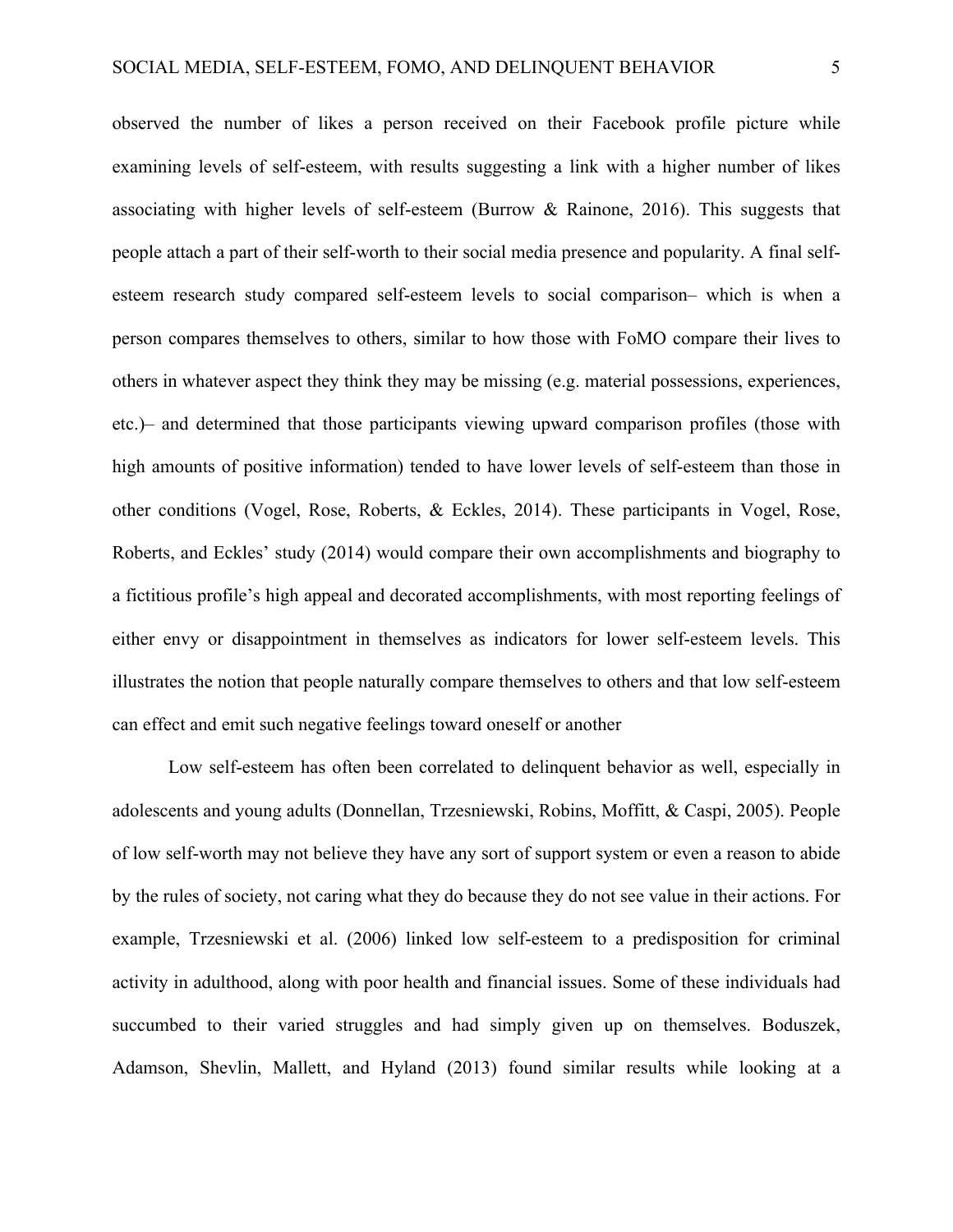observed the number of likes a person received on their Facebook profile picture while examining levels of self-esteem, with results suggesting a link with a higher number of likes associating with higher levels of self-esteem (Burrow & Rainone, 2016). This suggests that people attach a part of their self-worth to their social media presence and popularity. A final self-esteem research study compared self-esteem levels to social comparison– which is when a person compares themselves to others, similar to how those with FoMO compare their lives to others in whatever aspect they think they may be missing (e.g. material possessions, experiences, etc.)– and determined that those participants viewing upward comparison profiles (those with high amounts of positive information) tended to have lower levels of self-esteem than those in other conditions (Vogel, Rose, Roberts, & Eckles, 2014). These participants in Vogel, Rose, Roberts, and Eckles' study (2014) would compare their own accomplishments and biography to a fictitious profile's high appeal and decorated accomplishments, with most reporting feelings of either envy or disappointment in themselves as indicators for lower self-esteem levels. This illustrates the notion that people naturally compare themselves to others and that low self-esteem can effect and emit such negative feelings toward oneself or another

Low self-esteem has often been correlated to delinquent behavior as well, especially in adolescents and young adults (Donnellan, Trzesniewski, Robins, Moffitt, & Caspi, 2005). People of low self-worth may not believe they have any sort of support system or even a reason to abide by the rules of society, not caring what they do because they do not see value in their actions. For example, Trzesniewski et al. (2006) linked low self-esteem to a predisposition for criminal activity in adulthood, along with poor health and financial issues. Some of these individuals had succumbed to their varied struggles and had simply given up on themselves. Boduszek, Adamson, Shevlin, Mallett, and Hyland (2013) found similar results while looking at a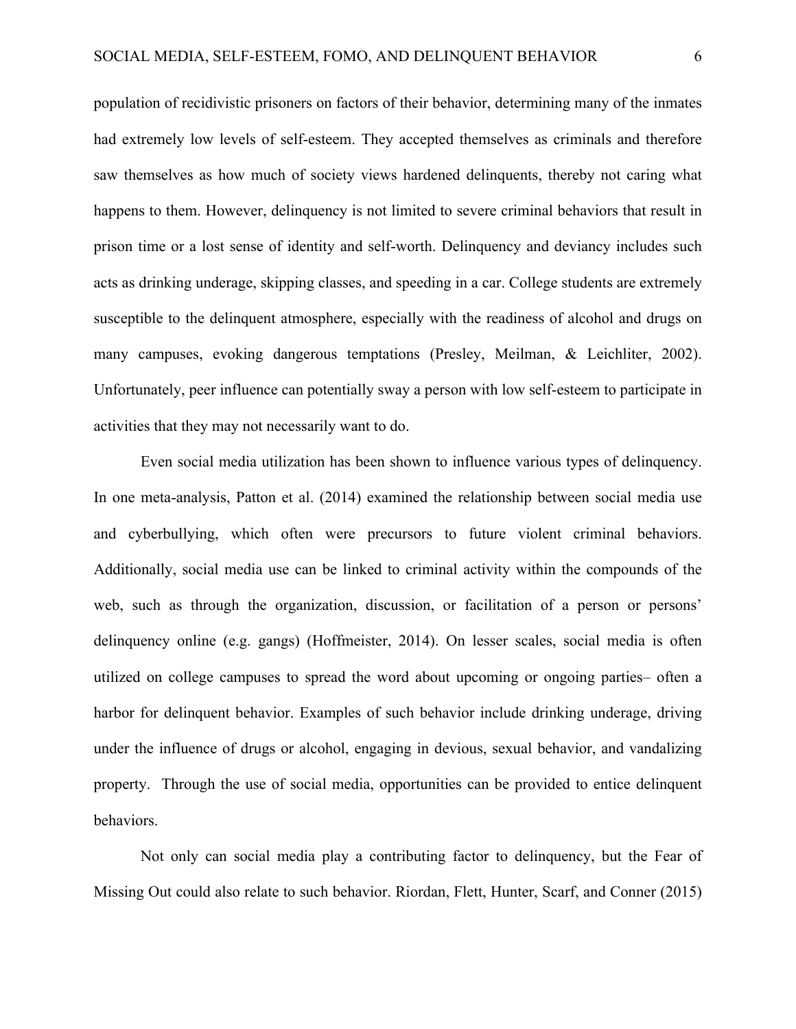population of recidivistic prisoners on factors of their behavior, determining many of the inmates had extremely low levels of self-esteem. They accepted themselves as criminals and therefore saw themselves as how much of society views hardened delinquents, thereby not caring what happens to them. However, delinquency is not limited to severe criminal behaviors that result in prison time or a lost sense of identity and self-worth. Delinquency and deviancy includes such acts as drinking underage, skipping classes, and speeding in a car. College students are extremely susceptible to the delinquent atmosphere, especially with the readiness of alcohol and drugs on many campuses, evoking dangerous temptations (Presley, Meilman, & Leichliter, 2002). Unfortunately, peer influence can potentially sway a person with low self-esteem to participate in activities that they may not necessarily want to do.

Even social media utilization has been shown to influence various types of delinquency. In one meta-analysis, Patton et al. (2014) examined the relationship between social media use and cyberbullying, which often were precursors to future violent criminal behaviors. Additionally, social media use can be linked to criminal activity within the compounds of the web, such as through the organization, discussion, or facilitation of a person or persons' delinquency online (e.g. gangs) (Hoffmeister, 2014). On lesser scales, social media is often utilized on college campuses to spread the word about upcoming or ongoing parties– often a harbor for delinquent behavior. Examples of such behavior include drinking underage, driving under the influence of drugs or alcohol, engaging in devious, sexual behavior, and vandalizing property. Through the use of social media, opportunities can be provided to entice delinquent behaviors.

Not only can social media play a contributing factor to delinquency, but the Fear of Missing Out could also relate to such behavior. Riordan, Flett, Hunter, Scarf, and Conner (2015)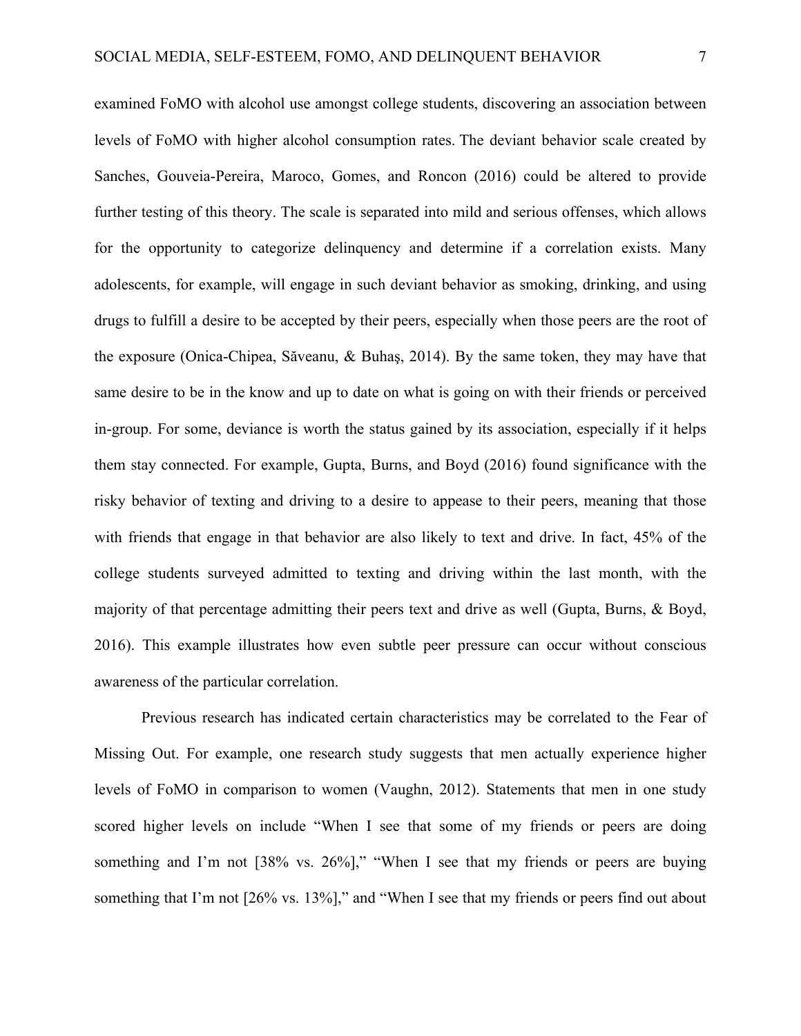examined FoMO with alcohol use amongst college students, discovering an association between levels of FoMO with higher alcohol consumption rates. The deviant behavior scale created by Sanches, Gouveia-Pereira, Maroco, Gomes, and Roncon (2016) could be altered to provide further testing of this theory. The scale is separated into mild and serious offenses, which allows for the opportunity to categorize delinquency and determine if a correlation exists. Many adolescents, for example, will engage in such deviant behavior as smoking, drinking, and using drugs to fulfill a desire to be accepted by their peers, especially when those peers are the root of the exposure (Onica-Chipea, Săveanu, & Buhaş, 2014). By the same token, they may have that same desire to be in the know and up to date on what is going on with their friends or perceived in-group. For some, deviance is worth the status gained by its association, especially if it helps them stay connected. For example, Gupta, Burns, and Boyd (2016) found significance with the risky behavior of texting and driving to a desire to appease to their peers, meaning that those with friends that engage in that behavior are also likely to text and drive. In fact, 45% of the college students surveyed admitted to texting and driving within the last month, with the majority of that percentage admitting their peers text and drive as well (Gupta, Burns, & Boyd, 2016). This example illustrates how even subtle peer pressure can occur without conscious awareness of the particular correlation.

Previous research has indicated certain characteristics may be correlated to the Fear of Missing Out. For example, one research study suggests that men actually experience higher levels of FoMO in comparison to women (Vaughn, 2012). Statements that men in one study scored higher levels on include "When I see that some of my friends or peers are doing something and I'm not [38% vs. 26%]," "When I see that my friends or peers are buying something that I'm not [26% vs. 13%]," and "When I see that my friends or peers find out about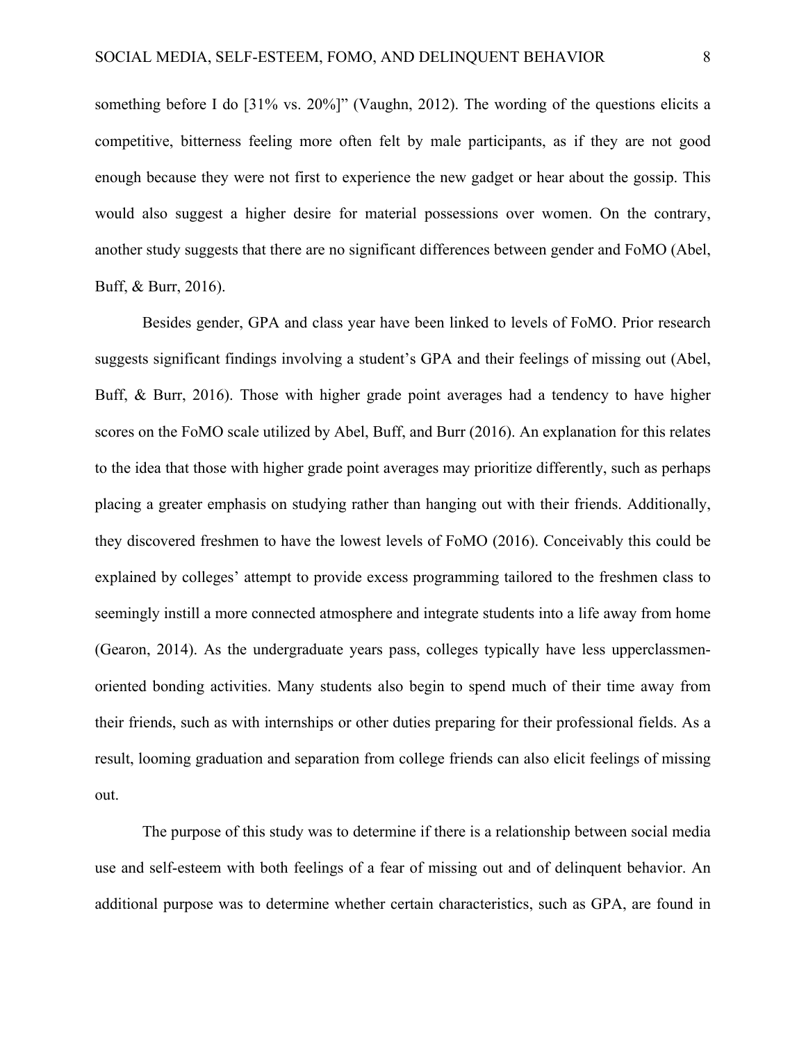something before I do [31% vs. 20%]" (Vaughn, 2012). The wording of the questions elicits a competitive, bitterness feeling more often felt by male participants, as if they are not good enough because they were not first to experience the new gadget or hear about the gossip. This would also suggest a higher desire for material possessions over women. On the contrary, another study suggests that there are no significant differences between gender and FoMO (Abel, Buff, & Burr, 2016).

Besides gender, GPA and class year have been linked to levels of FoMO. Prior research suggests significant findings involving a student's GPA and their feelings of missing out (Abel, Buff, & Burr, 2016). Those with higher grade point averages had a tendency to have higher scores on the FoMO scale utilized by Abel, Buff, and Burr (2016). An explanation for this relates to the idea that those with higher grade point averages may prioritize differently, such as perhaps placing a greater emphasis on studying rather than hanging out with their friends. Additionally, they discovered freshmen to have the lowest levels of FoMO (2016). Conceivably this could be explained by colleges' attempt to provide excess programming tailored to the freshmen class to seemingly instill a more connected atmosphere and integrate students into a life away from home (Gearon, 2014). As the undergraduate years pass, colleges typically have less upperclassmen-oriented bonding activities. Many students also begin to spend much of their time away from their friends, such as with internships or other duties preparing for their professional fields. As a result, looming graduation and separation from college friends can also elicit feelings of missing out.

The purpose of this study was to determine if there is a relationship between social media use and self-esteem with both feelings of a fear of missing out and of delinquent behavior. An additional purpose was to determine whether certain characteristics, such as GPA, are found in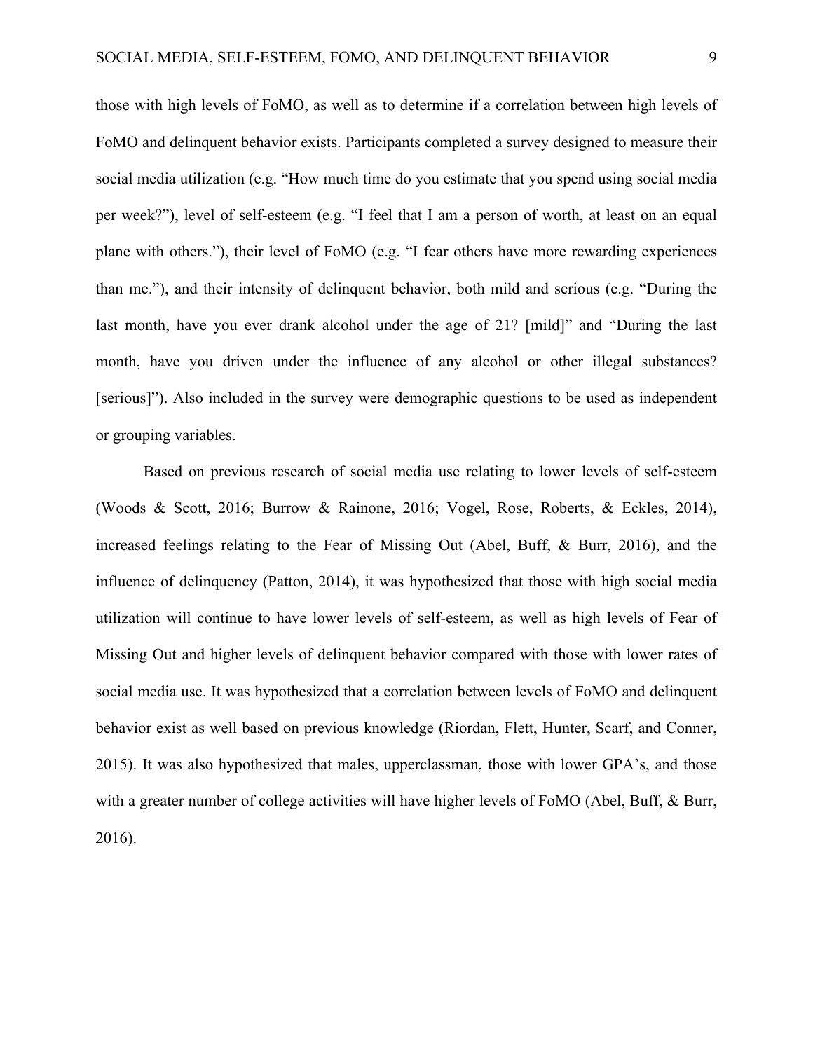those with high levels of FoMO, as well as to determine if a correlation between high levels of FoMO and delinquent behavior exists. Participants completed a survey designed to measure their social media utilization (e.g. "How much time do you estimate that you spend using social media per week?"), level of self-esteem (e.g. "I feel that I am a person of worth, at least on an equal plane with others."), their level of FoMO (e.g. "I fear others have more rewarding experiences than me."), and their intensity of delinquent behavior, both mild and serious (e.g. "During the last month, have you ever drank alcohol under the age of 21? [mild]" and "During the last month, have you driven under the influence of any alcohol or other illegal substances? [serious]"). Also included in the survey were demographic questions to be used as independent or grouping variables.

Based on previous research of social media use relating to lower levels of self-esteem (Woods & Scott, 2016; Burrow & Rainone, 2016; Vogel, Rose, Roberts, & Eckles, 2014), increased feelings relating to the Fear of Missing Out (Abel, Buff, & Burr, 2016), and the influence of delinquency (Patton, 2014), it was hypothesized that those with high social media utilization will continue to have lower levels of self-esteem, as well as high levels of Fear of Missing Out and higher levels of delinquent behavior compared with those with lower rates of social media use. It was hypothesized that a correlation between levels of FoMO and delinquent behavior exist as well based on previous knowledge (Riordan, Flett, Hunter, Scarf, and Conner, 2015). It was also hypothesized that males, upperclassman, those with lower GPA's, and those with a greater number of college activities will have higher levels of FoMO (Abel, Buff, & Burr, 2016).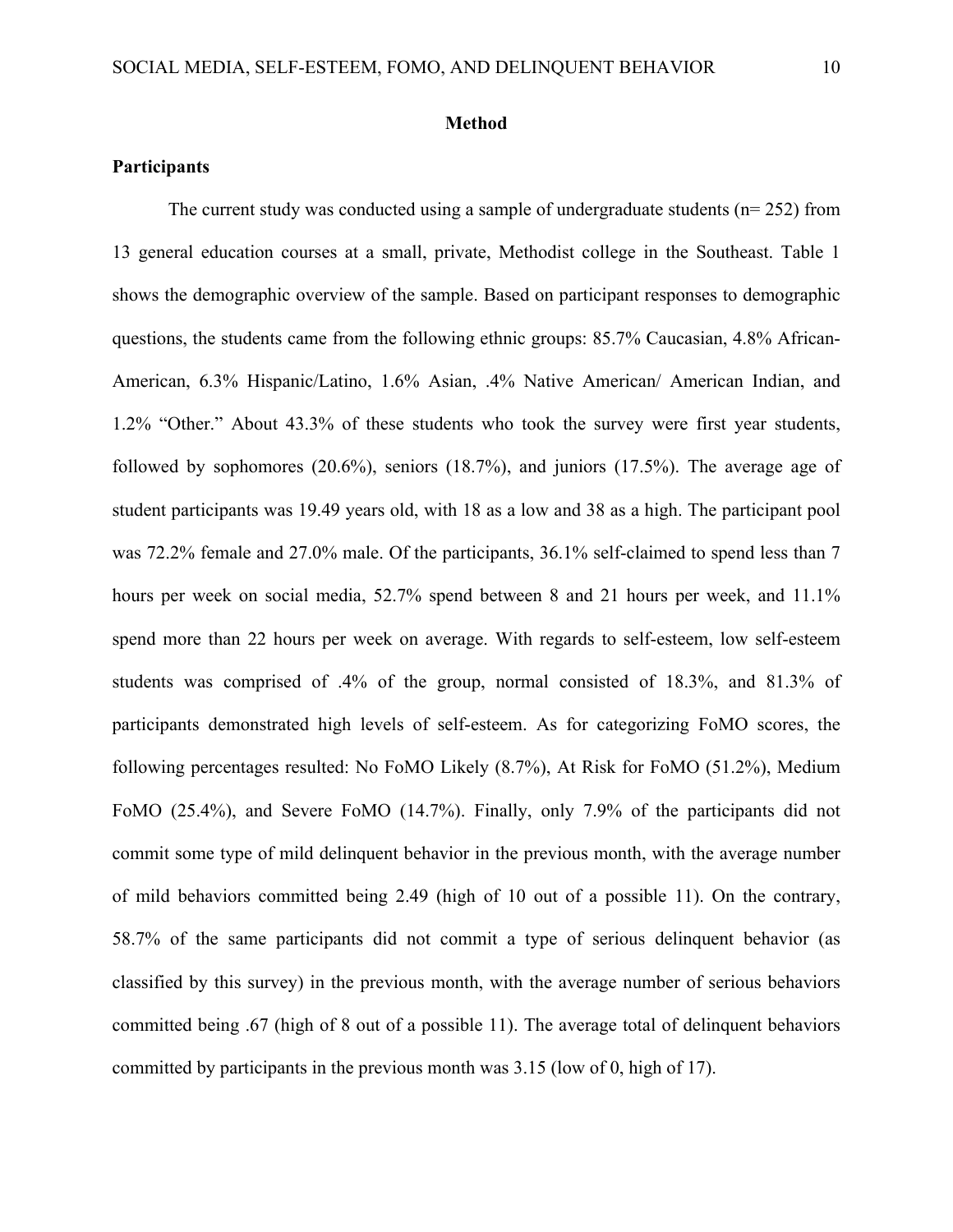## Method

### Participants

The current study was conducted using a sample of undergraduate students (n= 252) from 13 general education courses at a small, private, Methodist college in the Southeast. Table 1 shows the demographic overview of the sample. Based on participant responses to demographic questions, the students came from the following ethnic groups: 85.7% Caucasian, 4.8% African-American, 6.3% Hispanic/Latino, 1.6% Asian, .4% Native American/ American Indian, and 1.2% "Other." About 43.3% of these students who took the survey were first year students, followed by sophomores (20.6%), seniors (18.7%), and juniors (17.5%). The average age of student participants was 19.49 years old, with 18 as a low and 38 as a high. The participant pool was 72.2% female and 27.0% male. Of the participants, 36.1% self-claimed to spend less than 7 hours per week on social media, 52.7% spend between 8 and 21 hours per week, and 11.1% spend more than 22 hours per week on average. With regards to self-esteem, low self-esteem students was comprised of .4% of the group, normal consisted of 18.3%, and 81.3% of participants demonstrated high levels of self-esteem. As for categorizing FoMO scores, the following percentages resulted: No FoMO Likely (8.7%), At Risk for FoMO (51.2%), Medium FoMO (25.4%), and Severe FoMO (14.7%). Finally, only 7.9% of the participants did not commit some type of mild delinquent behavior in the previous month, with the average number of mild behaviors committed being 2.49 (high of 10 out of a possible 11). On the contrary, 58.7% of the same participants did not commit a type of serious delinquent behavior (as classified by this survey) in the previous month, with the average number of serious behaviors committed being .67 (high of 8 out of a possible 11). The average total of delinquent behaviors committed by participants in the previous month was 3.15 (low of 0, high of 17).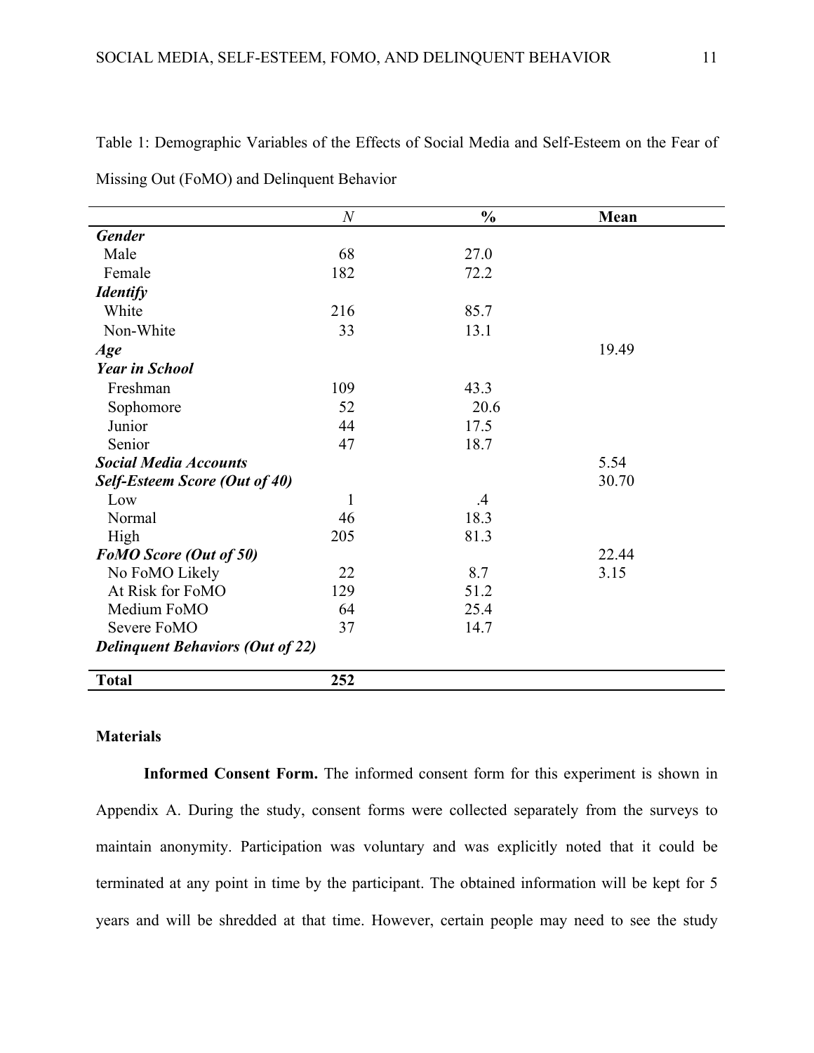Table 1: Demographic Variables of the Effects of Social Media and Self-Esteem on the Fear of Missing Out (FoMO) and Delinquent Behavior

| | *N* | **%** | **Mean** |
|---|---|---|---|
| ***Gender*** | | | |
| Male | 68 | 27.0 | |
| Female | 182 | 72.2 | |
| ***Identify*** | | | |
| White | 216 | 85.7 | |
| Non-White | 33 | 13.1 | |
| ***Age*** | | | 19.49 |
| ***Year in School*** | | | |
| Freshman | 109 | 43.3 | |
| Sophomore | 52 | 20.6 | |
| Junior | 44 | 17.5 | |
| Senior | 47 | 18.7 | |
| ***Social Media Accounts*** | | | 5.54 |
| ***Self-Esteem Score (Out of 40)*** | | | 30.70 |
| Low | 1 | .4 | |
| Normal | 46 | 18.3 | |
| High | 205 | 81.3 | |
| ***FoMO Score (Out of 50)*** | | | 22.44 |
| No FoMO Likely | 22 | 8.7 | 3.15 |
| At Risk for FoMO | 129 | 51.2 | |
| Medium FoMO | 64 | 25.4 | |
| Severe FoMO | 37 | 14.7 | |
| ***Delinquent Behaviors (Out of 22)*** | | | |
| **Total** | **252** | | |

**Materials**

**Informed Consent Form.** The informed consent form for this experiment is shown in Appendix A. During the study, consent forms were collected separately from the surveys to maintain anonymity. Participation was voluntary and was explicitly noted that it could be terminated at any point in time by the participant. The obtained information will be kept for 5 years and will be shredded at that time. However, certain people may need to see the study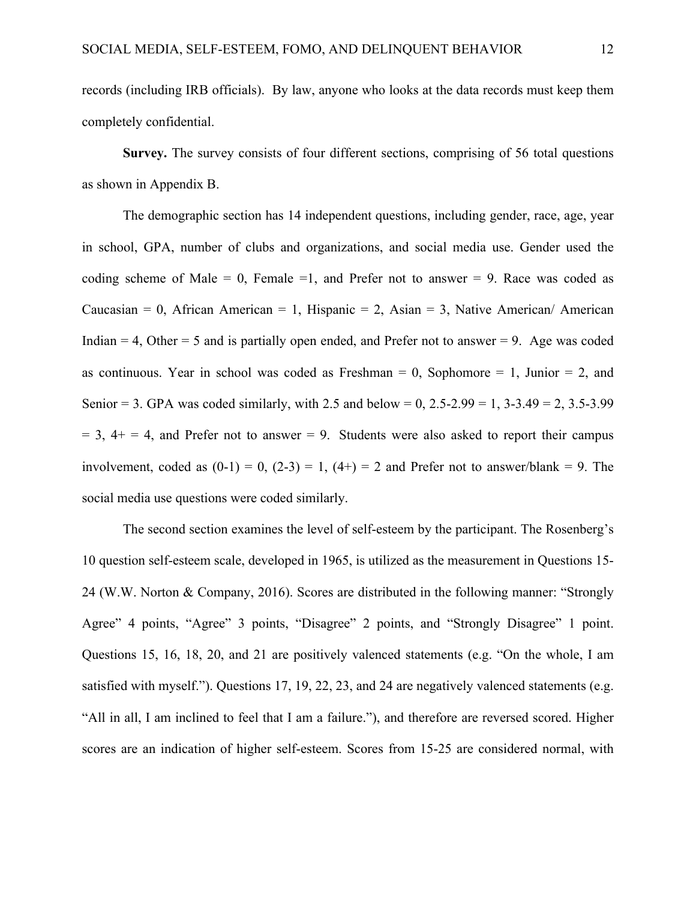records (including IRB officials). By law, anyone who looks at the data records must keep them completely confidential.

**Survey.** The survey consists of four different sections, comprising of 56 total questions as shown in Appendix B.

The demographic section has 14 independent questions, including gender, race, age, year in school, GPA, number of clubs and organizations, and social media use. Gender used the coding scheme of Male = 0, Female =1, and Prefer not to answer = 9. Race was coded as Caucasian = 0, African American = 1, Hispanic = 2, Asian = 3, Native American/ American Indian = 4, Other = 5 and is partially open ended, and Prefer not to answer = 9. Age was coded as continuous. Year in school was coded as Freshman = 0, Sophomore = 1, Junior = 2, and Senior = 3. GPA was coded similarly, with 2.5 and below = 0, 2.5-2.99 = 1, 3-3.49 = 2, 3.5-3.99 = 3, 4+ = 4, and Prefer not to answer = 9. Students were also asked to report their campus involvement, coded as (0-1) = 0, (2-3) = 1, (4+) = 2 and Prefer not to answer/blank = 9. The social media use questions were coded similarly.

The second section examines the level of self-esteem by the participant. The Rosenberg's 10 question self-esteem scale, developed in 1965, is utilized as the measurement in Questions 15-24 (W.W. Norton & Company, 2016). Scores are distributed in the following manner: "Strongly Agree" 4 points, "Agree" 3 points, "Disagree" 2 points, and "Strongly Disagree" 1 point. Questions 15, 16, 18, 20, and 21 are positively valenced statements (e.g. "On the whole, I am satisfied with myself."). Questions 17, 19, 22, 23, and 24 are negatively valenced statements (e.g. "All in all, I am inclined to feel that I am a failure."), and therefore are reversed scored. Higher scores are an indication of higher self-esteem. Scores from 15-25 are considered normal, with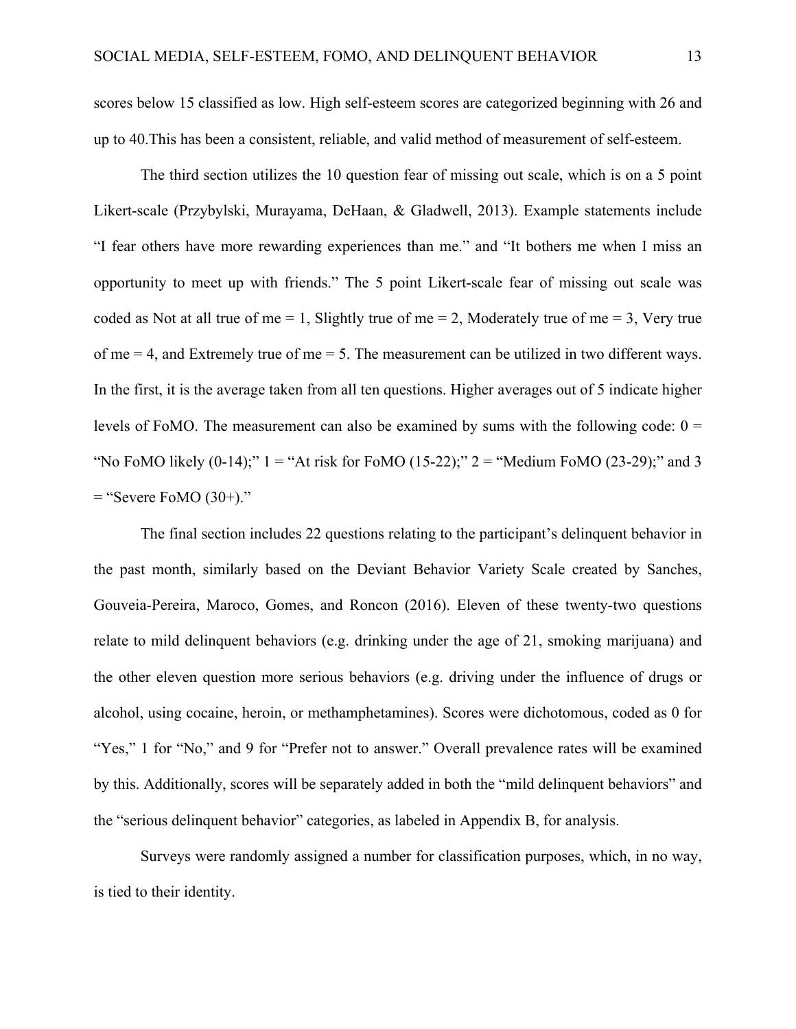scores below 15 classified as low. High self-esteem scores are categorized beginning with 26 and up to 40.This has been a consistent, reliable, and valid method of measurement of self-esteem.

The third section utilizes the 10 question fear of missing out scale, which is on a 5 point Likert-scale (Przybylski, Murayama, DeHaan, & Gladwell, 2013). Example statements include "I fear others have more rewarding experiences than me." and "It bothers me when I miss an opportunity to meet up with friends." The 5 point Likert-scale fear of missing out scale was coded as Not at all true of me = 1, Slightly true of me = 2, Moderately true of me = 3, Very true of me = 4, and Extremely true of me = 5. The measurement can be utilized in two different ways. In the first, it is the average taken from all ten questions. Higher averages out of 5 indicate higher levels of FoMO. The measurement can also be examined by sums with the following code: 0 = "No FoMO likely (0-14);" 1 = "At risk for FoMO (15-22);" 2 = "Medium FoMO (23-29);" and 3 = "Severe FoMO (30+)."

The final section includes 22 questions relating to the participant's delinquent behavior in the past month, similarly based on the Deviant Behavior Variety Scale created by Sanches, Gouveia-Pereira, Maroco, Gomes, and Roncon (2016). Eleven of these twenty-two questions relate to mild delinquent behaviors (e.g. drinking under the age of 21, smoking marijuana) and the other eleven question more serious behaviors (e.g. driving under the influence of drugs or alcohol, using cocaine, heroin, or methamphetamines). Scores were dichotomous, coded as 0 for "Yes," 1 for "No," and 9 for "Prefer not to answer." Overall prevalence rates will be examined by this. Additionally, scores will be separately added in both the "mild delinquent behaviors" and the "serious delinquent behavior" categories, as labeled in Appendix B, for analysis.

Surveys were randomly assigned a number for classification purposes, which, in no way, is tied to their identity.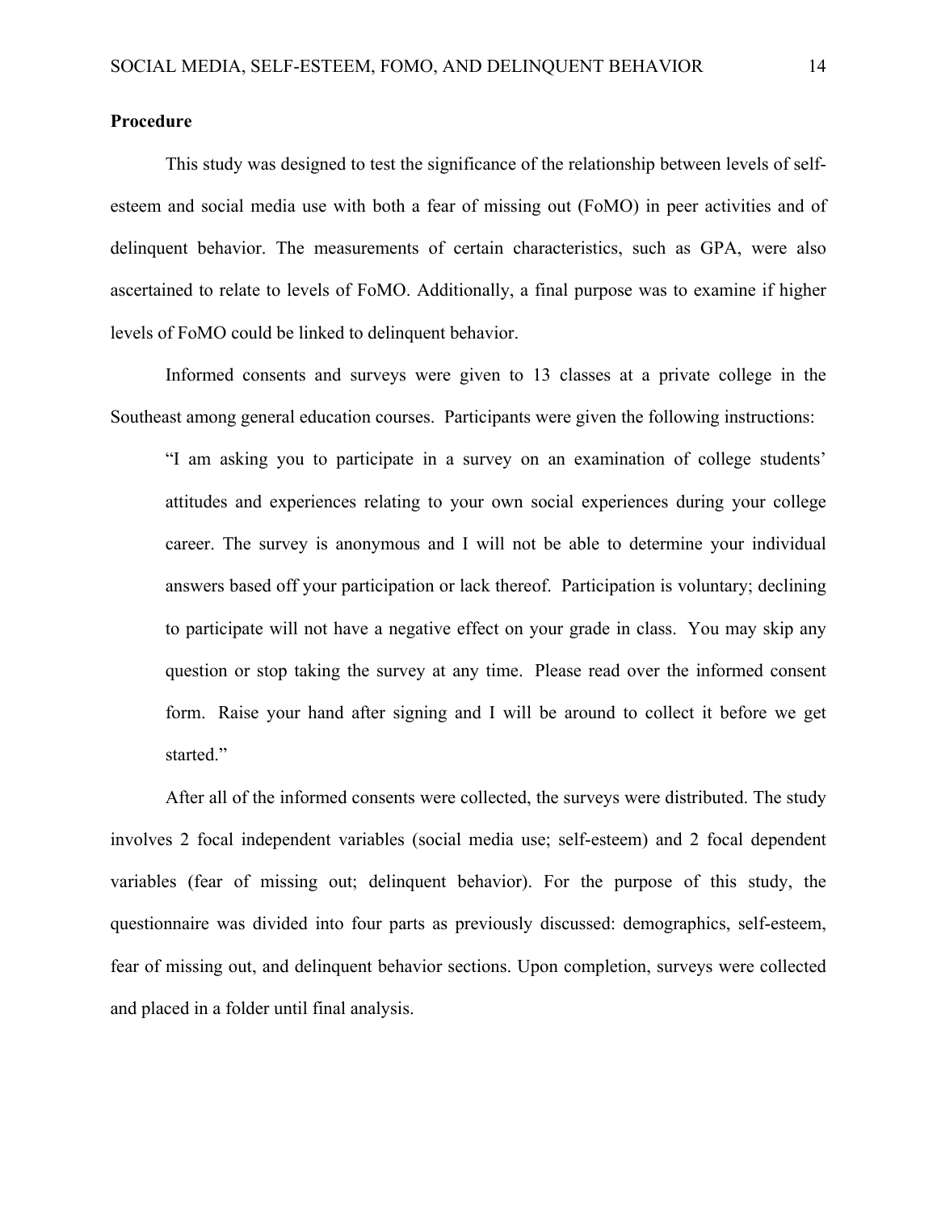**Procedure**

This study was designed to test the significance of the relationship between levels of self-esteem and social media use with both a fear of missing out (FoMO) in peer activities and of delinquent behavior. The measurements of certain characteristics, such as GPA, were also ascertained to relate to levels of FoMO. Additionally, a final purpose was to examine if higher levels of FoMO could be linked to delinquent behavior.

Informed consents and surveys were given to 13 classes at a private college in the Southeast among general education courses. Participants were given the following instructions:

> "I am asking you to participate in a survey on an examination of college students' attitudes and experiences relating to your own social experiences during your college career. The survey is anonymous and I will not be able to determine your individual answers based off your participation or lack thereof. Participation is voluntary; declining to participate will not have a negative effect on your grade in class. You may skip any question or stop taking the survey at any time. Please read over the informed consent form. Raise your hand after signing and I will be around to collect it before we get started."

After all of the informed consents were collected, the surveys were distributed. The study involves 2 focal independent variables (social media use; self-esteem) and 2 focal dependent variables (fear of missing out; delinquent behavior). For the purpose of this study, the questionnaire was divided into four parts as previously discussed: demographics, self-esteem, fear of missing out, and delinquent behavior sections. Upon completion, surveys were collected and placed in a folder until final analysis.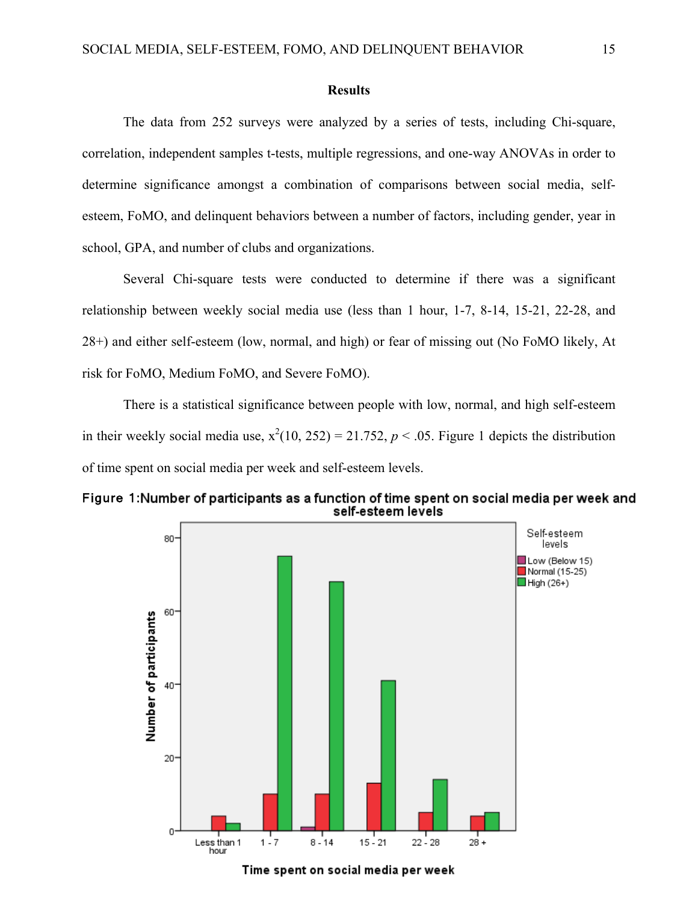## Results

The data from 252 surveys were analyzed by a series of tests, including Chi-square, correlation, independent samples t-tests, multiple regressions, and one-way ANOVAs in order to determine significance amongst a combination of comparisons between social media, self-esteem, FoMO, and delinquent behaviors between a number of factors, including gender, year in school, GPA, and number of clubs and organizations.

Several Chi-square tests were conducted to determine if there was a significant relationship between weekly social media use (less than 1 hour, 1-7, 8-14, 15-21, 22-28, and 28+) and either self-esteem (low, normal, and high) or fear of missing out (No FoMO likely, At risk for FoMO, Medium FoMO, and Severe FoMO).

There is a statistical significance between people with low, normal, and high self-esteem in their weekly social media use, $x^2(10, 252) = 21.752$, $p < .05$. Figure 1 depicts the distribution of time spent on social media per week and self-esteem levels.

**Figure 1: Number of participants as a function of time spent on social media per week and self-esteem levels**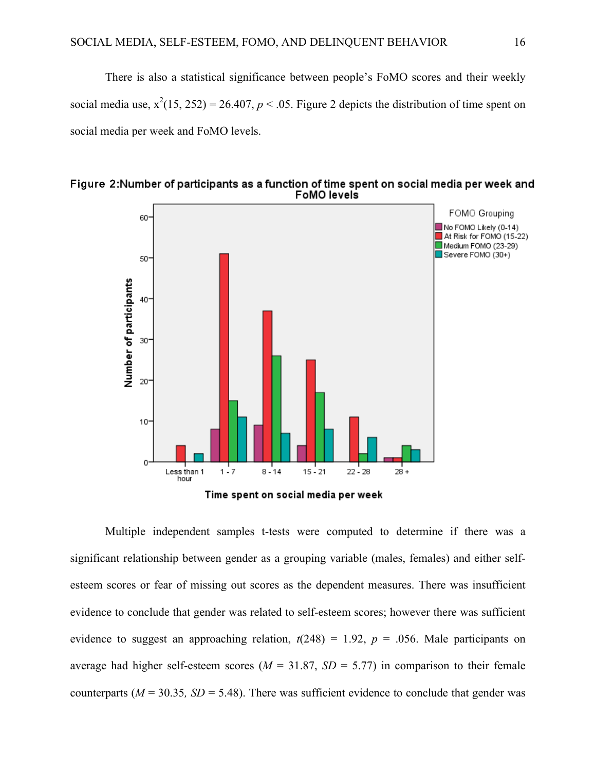There is also a statistical significance between people's FoMO scores and their weekly social media use, $x^2(15, 252) = 26.407$, $p < .05$. Figure 2 depicts the distribution of time spent on social media per week and FoMO levels.

**Figure 2:Number of participants as a function of time spent on social media per week and FoMO levels**

Multiple independent samples t-tests were computed to determine if there was a significant relationship between gender as a grouping variable (males, females) and either self-esteem scores or fear of missing out scores as the dependent measures. There was insufficient evidence to conclude that gender was related to self-esteem scores; however there was sufficient evidence to suggest an approaching relation, $t(248) = 1.92$, $p = .056$. Male participants on average had higher self-esteem scores ($M = 31.87$, $SD = 5.77$) in comparison to their female counterparts ($M = 30.35$, $SD = 5.48$). There was sufficient evidence to conclude that gender was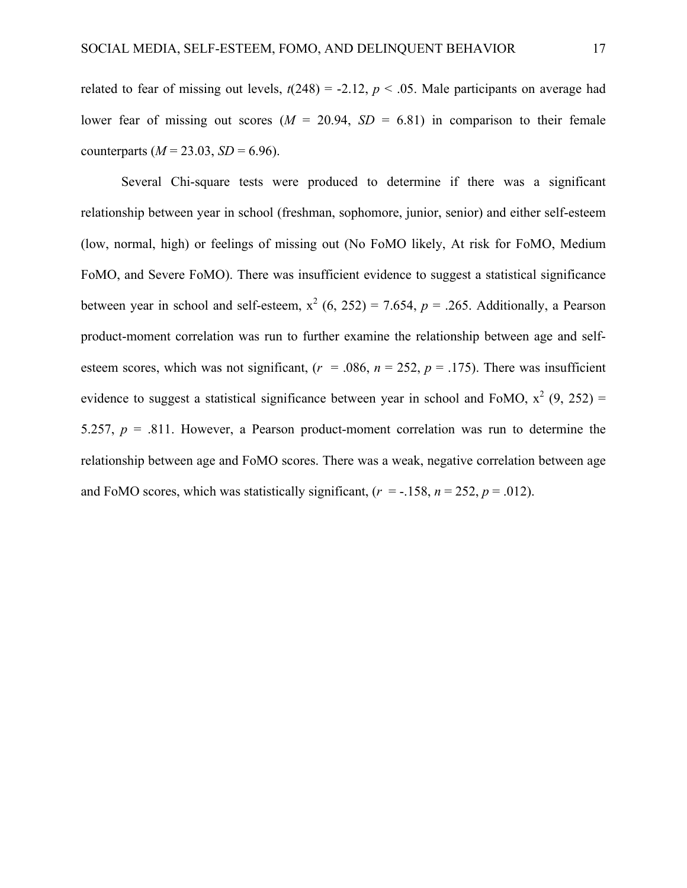related to fear of missing out levels, $t(248) = -2.12$, $p < .05$. Male participants on average had lower fear of missing out scores ($M = 20.94$, $SD = 6.81$) in comparison to their female counterparts ($M = 23.03$, $SD = 6.96$).

Several Chi-square tests were produced to determine if there was a significant relationship between year in school (freshman, sophomore, junior, senior) and either self-esteem (low, normal, high) or feelings of missing out (No FoMO likely, At risk for FoMO, Medium FoMO, and Severe FoMO). There was insufficient evidence to suggest a statistical significance between year in school and self-esteem, $x^2$ (6, 252) = 7.654, $p = .265$. Additionally, a Pearson product-moment correlation was run to further examine the relationship between age and self-esteem scores, which was not significant, ($r = .086$, $n = 252$, $p = .175$). There was insufficient evidence to suggest a statistical significance between year in school and FoMO, $x^2$ (9, 252) = 5.257, $p = .811$. However, a Pearson product-moment correlation was run to determine the relationship between age and FoMO scores. There was a weak, negative correlation between age and FoMO scores, which was statistically significant, ($r = -.158$, $n = 252$, $p = .012$).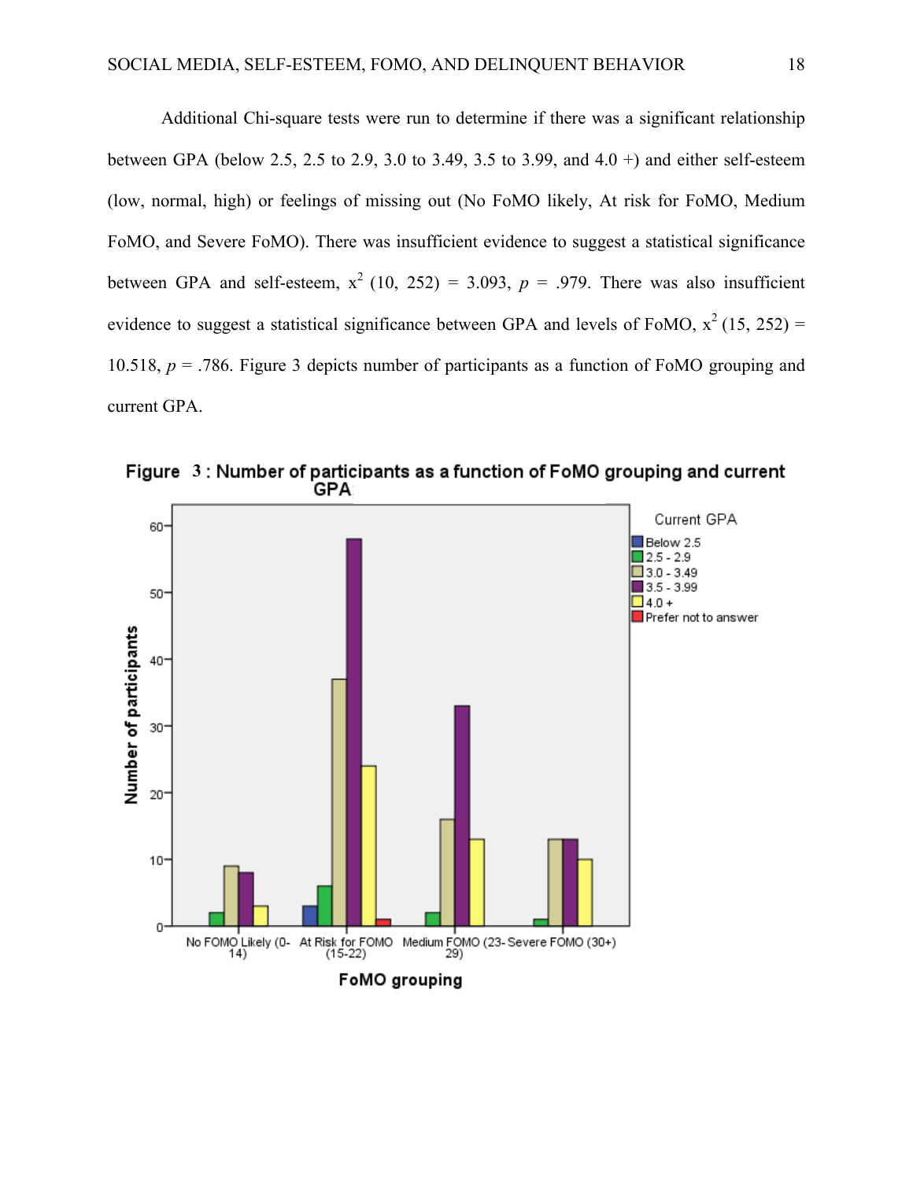Additional Chi-square tests were run to determine if there was a significant relationship between GPA (below 2.5, 2.5 to 2.9, 3.0 to 3.49, 3.5 to 3.99, and 4.0 +) and either self-esteem (low, normal, high) or feelings of missing out (No FoMO likely, At risk for FoMO, Medium FoMO, and Severe FoMO). There was insufficient evidence to suggest a statistical significance between GPA and self-esteem, $x^2$ (10, 252) = 3.093, *p* = .979. There was also insufficient evidence to suggest a statistical significance between GPA and levels of FoMO, $x^2$ (15, 252) = 10.518, *p* = .786. Figure 3 depicts number of participants as a function of FoMO grouping and current GPA.

**Figure 3 : Number of participants as a function of FoMO grouping and current GPA**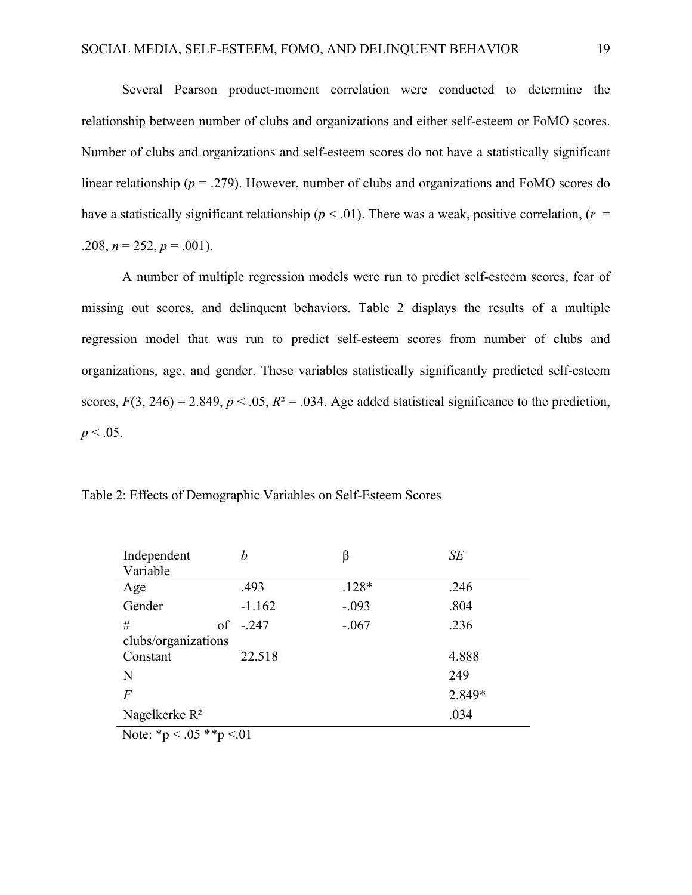Several Pearson product-moment correlation were conducted to determine the relationship between number of clubs and organizations and either self-esteem or FoMO scores. Number of clubs and organizations and self-esteem scores do not have a statistically significant linear relationship ($p$ = .279). However, number of clubs and organizations and FoMO scores do have a statistically significant relationship ($p$ < .01). There was a weak, positive correlation, ($r$ = .208, $n$ = 252, $p$ = .001).

A number of multiple regression models were run to predict self-esteem scores, fear of missing out scores, and delinquent behaviors. Table 2 displays the results of a multiple regression model that was run to predict self-esteem scores from number of clubs and organizations, age, and gender. These variables statistically significantly predicted self-esteem scores, $F(3, 246) = 2.849$, $p < .05$, $R^2 = .034$. Age added statistical significance to the prediction, $p < .05$.

Table 2: Effects of Demographic Variables on Self-Esteem Scores

| Independent Variable | *b* | β | *SE* |
|---|---|---|---|
| Age | .493 | .128* | .246 |
| Gender | -1.162 | -.093 | .804 |
| # of clubs/organizations | -.247 | -.067 | .236 |
| Constant | 22.518 | | 4.888 |
| N | | | 249 |
| *F* | | | 2.849* |
| Nagelkerke $R^2$ | | | .034 |

Note: *p < .05 **p <.01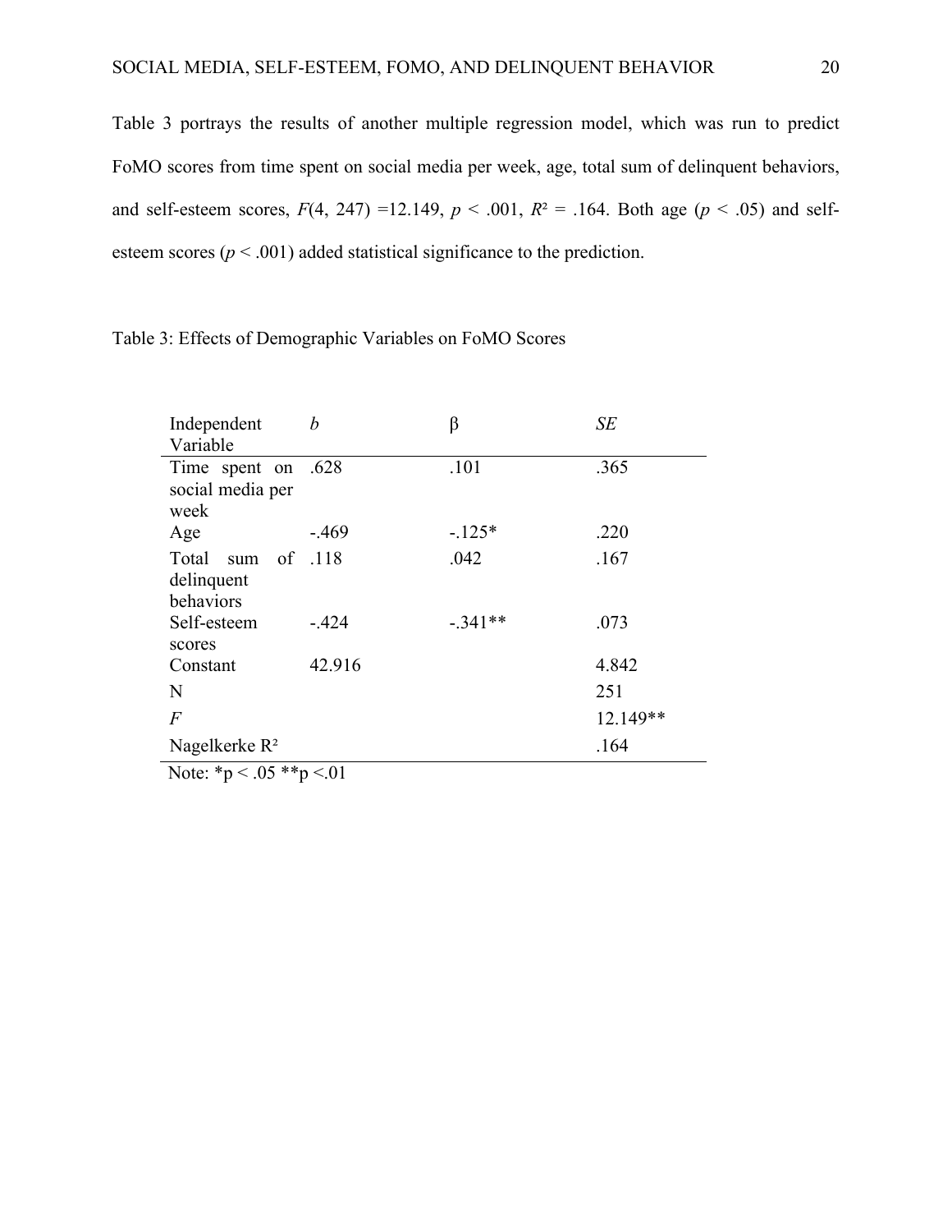Table 3 portrays the results of another multiple regression model, which was run to predict FoMO scores from time spent on social media per week, age, total sum of delinquent behaviors, and self-esteem scores, $F(4, 247) = 12.149$, $p < .001$, $R^2 = .164$. Both age ($p < .05$) and self-esteem scores ($p < .001$) added statistical significance to the prediction.

Table 3: Effects of Demographic Variables on FoMO Scores

| Independent Variable | *b* | β | *SE* |
|---|---|---|---|
| Time spent on social media per week | .628 | .101 | .365 |
| Age | -.469 | -.125* | .220 |
| Total sum of delinquent behaviors | .118 | .042 | .167 |
| Self-esteem scores | -.424 | -.341** | .073 |
| Constant | 42.916 | | 4.842 |
| N | | | 251 |
| *F* | | | 12.149** |
| Nagelkerke $R^2$ | | | .164 |

Note: *p < .05 **p <.01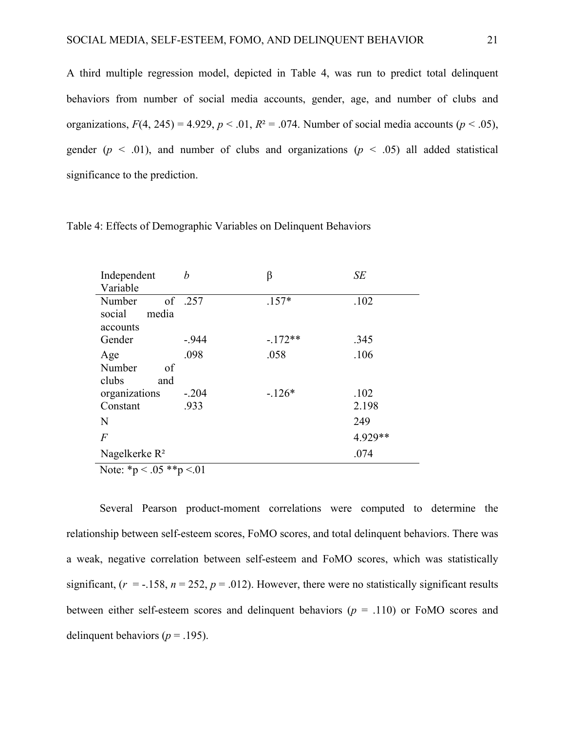A third multiple regression model, depicted in Table 4, was run to predict total delinquent behaviors from number of social media accounts, gender, age, and number of clubs and organizations, $F(4, 245) = 4.929$, $p < .01$, $R^2 = .074$. Number of social media accounts ($p < .05$), gender ($p < .01$), and number of clubs and organizations ($p < .05$) all added statistical significance to the prediction.

Table 4: Effects of Demographic Variables on Delinquent Behaviors

| Independent Variable | *b* | β | *SE* |
|---|---|---|---|
| Number of social media accounts | .257 | .157* | .102 |
| Gender | -.944 | -.172** | .345 |
| Age | .098 | .058 | .106 |
| Number of clubs and organizations | -.204 | -.126* | .102 |
| Constant | .933 | | 2.198 |
| N | | | 249 |
| *F* | | | 4.929** |
| Nagelkerke $R^2$ | | | .074 |

Note: *p < .05 **p <.01

Several Pearson product-moment correlations were computed to determine the relationship between self-esteem scores, FoMO scores, and total delinquent behaviors. There was a weak, negative correlation between self-esteem and FoMO scores, which was statistically significant, ($r = -.158$, $n = 252$, $p = .012$). However, there were no statistically significant results between either self-esteem scores and delinquent behaviors ($p = .110$) or FoMO scores and delinquent behaviors ($p = .195$).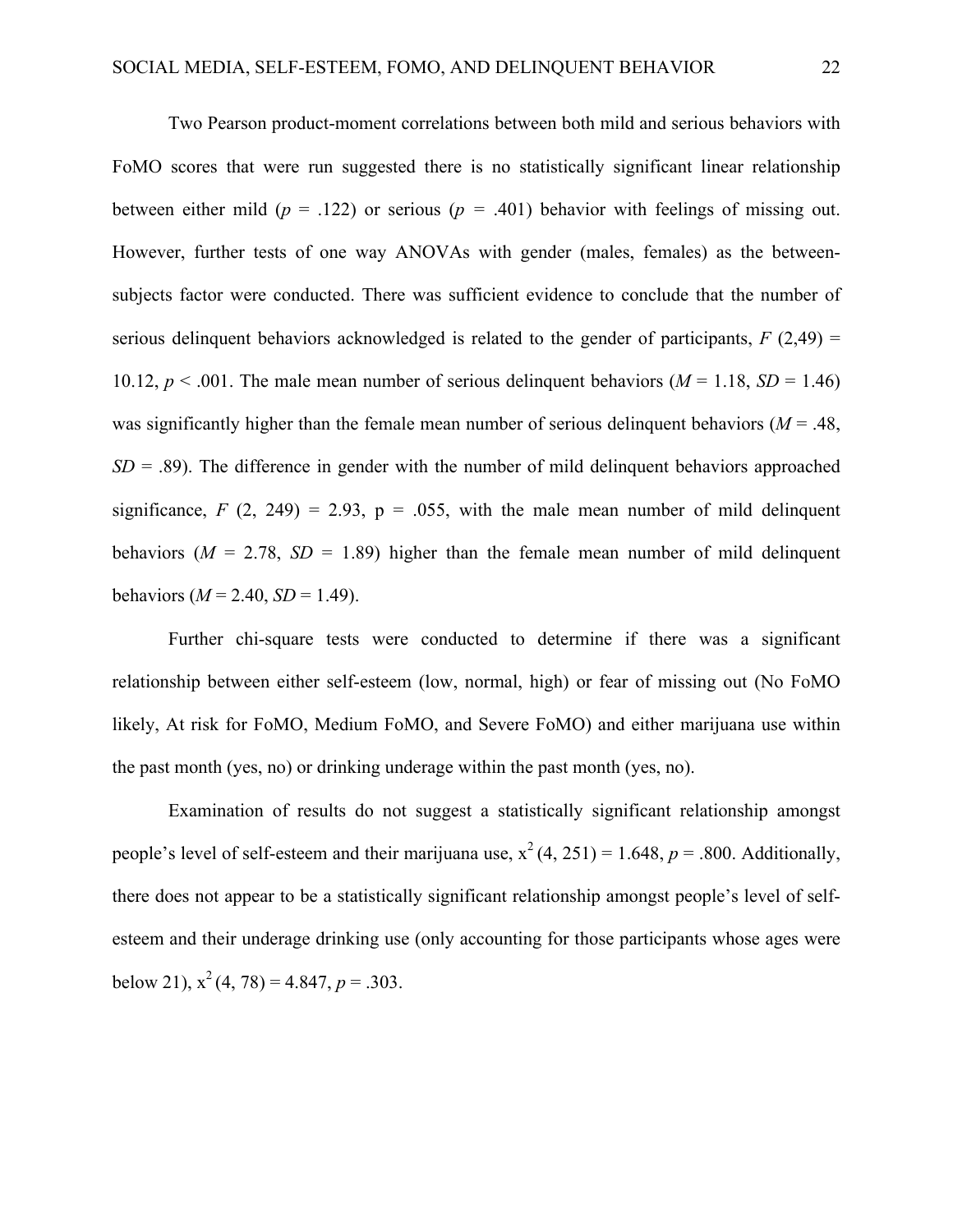Two Pearson product-moment correlations between both mild and serious behaviors with FoMO scores that were run suggested there is no statistically significant linear relationship between either mild ($p$ = .122) or serious ($p$ = .401) behavior with feelings of missing out. However, further tests of one way ANOVAs with gender (males, females) as the between-subjects factor were conducted. There was sufficient evidence to conclude that the number of serious delinquent behaviors acknowledged is related to the gender of participants, $F$ (2,49) = 10.12, $p$ < .001. The male mean number of serious delinquent behaviors ($M$ = 1.18, $SD$ = 1.46) was significantly higher than the female mean number of serious delinquent behaviors ($M$ = .48, $SD$ = .89). The difference in gender with the number of mild delinquent behaviors approached significance, $F$ (2, 249) = 2.93, p = .055, with the male mean number of mild delinquent behaviors ($M$ = 2.78, $SD$ = 1.89) higher than the female mean number of mild delinquent behaviors ($M$ = 2.40, $SD$ = 1.49).

Further chi-square tests were conducted to determine if there was a significant relationship between either self-esteem (low, normal, high) or fear of missing out (No FoMO likely, At risk for FoMO, Medium FoMO, and Severe FoMO) and either marijuana use within the past month (yes, no) or drinking underage within the past month (yes, no).

Examination of results do not suggest a statistically significant relationship amongst people's level of self-esteem and their marijuana use, $x^2$ (4, 251) = 1.648, $p$ = .800. Additionally, there does not appear to be a statistically significant relationship amongst people's level of self-esteem and their underage drinking use (only accounting for those participants whose ages were below 21), $x^2$ (4, 78) = 4.847, $p$ = .303.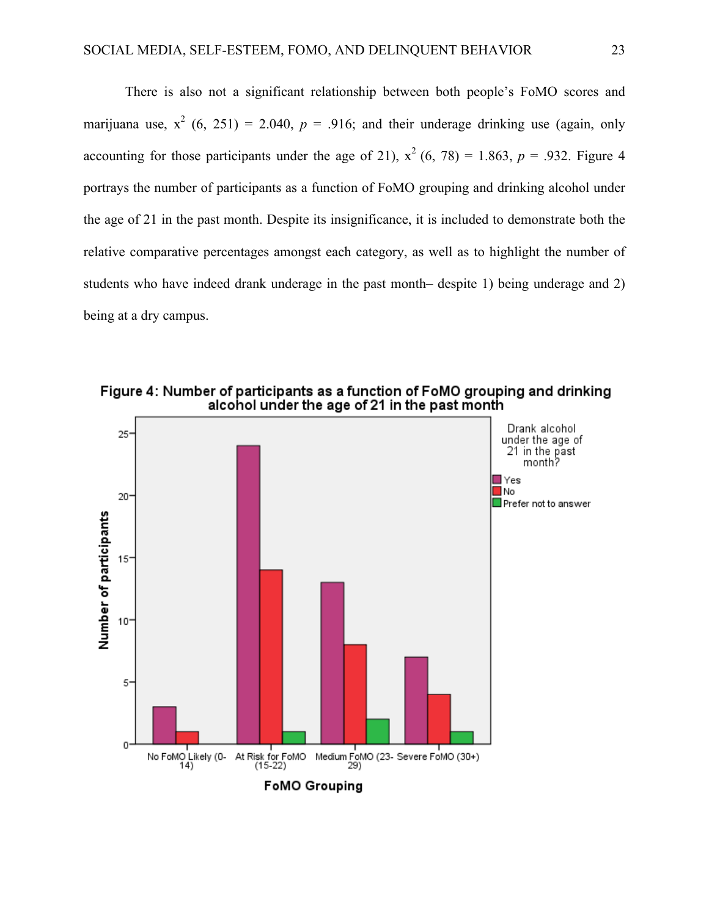There is also not a significant relationship between both people's FoMO scores and marijuana use, $x^2$ (6, 251) = 2.040, $p$ = .916; and their underage drinking use (again, only accounting for those participants under the age of 21), $x^2$ (6, 78) = 1.863, $p$ = .932. Figure 4 portrays the number of participants as a function of FoMO grouping and drinking alcohol under the age of 21 in the past month. Despite its insignificance, it is included to demonstrate both the relative comparative percentages amongst each category, as well as to highlight the number of students who have indeed drank underage in the past month– despite 1) being underage and 2) being at a dry campus.

**Figure 4: Number of participants as a function of FoMO grouping and drinking alcohol under the age of 21 in the past month**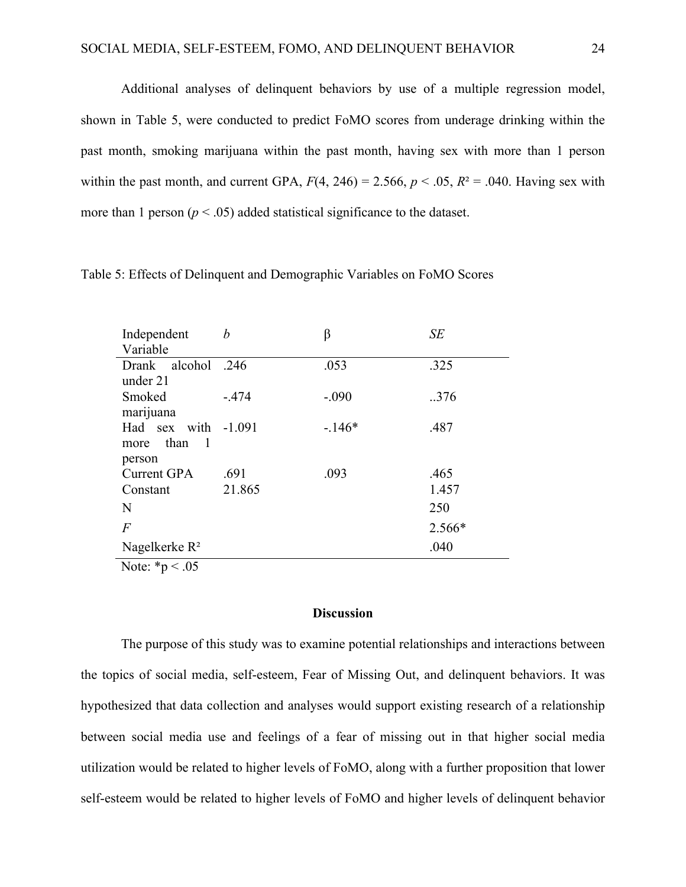Additional analyses of delinquent behaviors by use of a multiple regression model, shown in Table 5, were conducted to predict FoMO scores from underage drinking within the past month, smoking marijuana within the past month, having sex with more than 1 person within the past month, and current GPA, $F(4, 246) = 2.566$, $p < .05$, $R^2 = .040$. Having sex with more than 1 person ($p < .05$) added statistical significance to the dataset.

Table 5: Effects of Delinquent and Demographic Variables on FoMO Scores

| Independent Variable | *b* | β | *SE* |
| --- | --- | --- | --- |
| Drank alcohol under 21 | .246 | .053 | .325 |
| Smoked marijuana | -.474 | -.090 | ..376 |
| Had sex with more than 1 person | -1.091 | -.146* | .487 |
| Current GPA | .691 | .093 | .465 |
| Constant | 21.865 | | 1.457 |
| N | | | 250 |
| *F* | | | 2.566* |
| Nagelkerke $R^2$ | | | .040 |

Note: *p < .05

## Discussion

The purpose of this study was to examine potential relationships and interactions between the topics of social media, self-esteem, Fear of Missing Out, and delinquent behaviors. It was hypothesized that data collection and analyses would support existing research of a relationship between social media use and feelings of a fear of missing out in that higher social media utilization would be related to higher levels of FoMO, along with a further proposition that lower self-esteem would be related to higher levels of FoMO and higher levels of delinquent behavior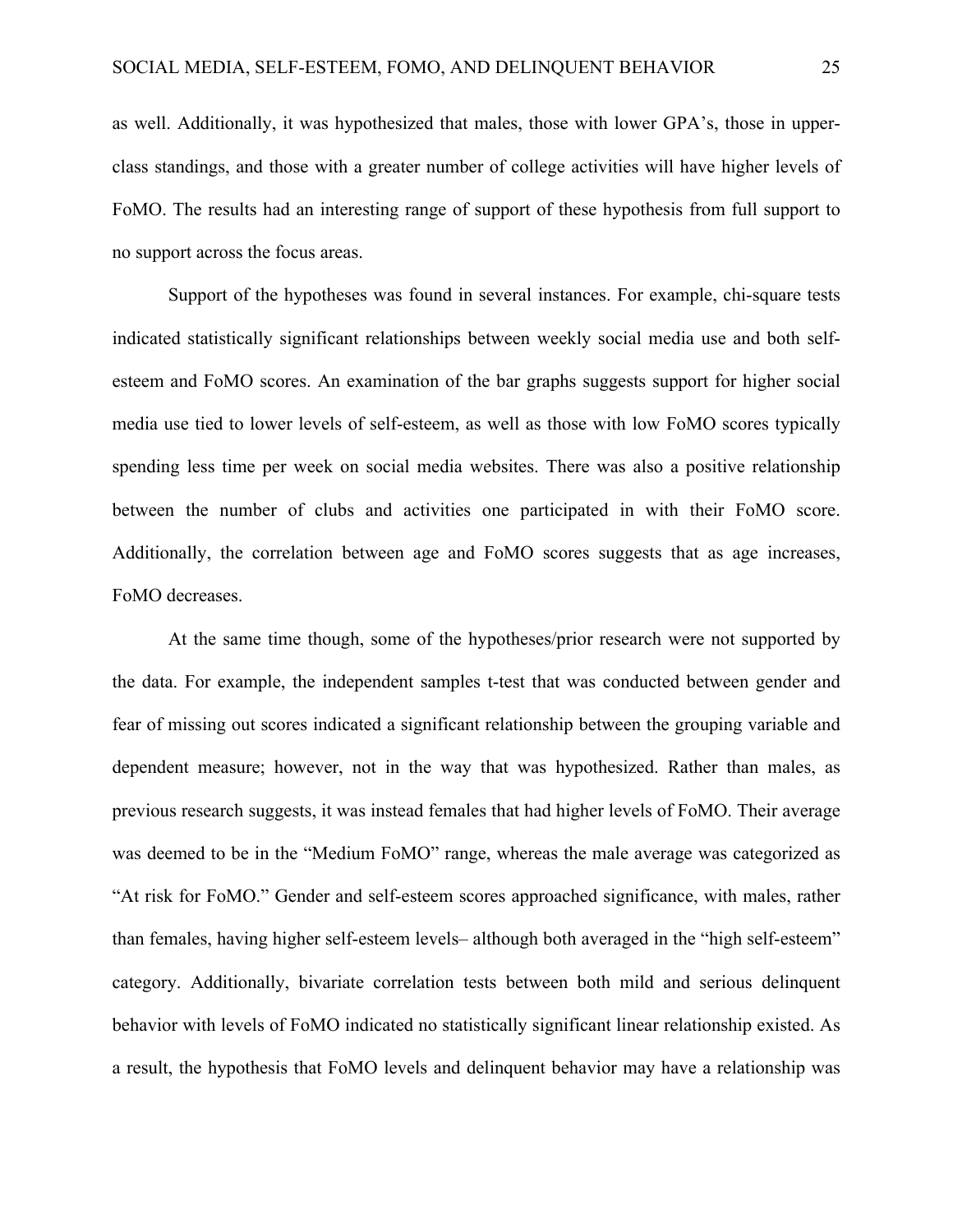as well. Additionally, it was hypothesized that males, those with lower GPA's, those in upper-class standings, and those with a greater number of college activities will have higher levels of FoMO. The results had an interesting range of support of these hypothesis from full support to no support across the focus areas.

Support of the hypotheses was found in several instances. For example, chi-square tests indicated statistically significant relationships between weekly social media use and both self-esteem and FoMO scores. An examination of the bar graphs suggests support for higher social media use tied to lower levels of self-esteem, as well as those with low FoMO scores typically spending less time per week on social media websites. There was also a positive relationship between the number of clubs and activities one participated in with their FoMO score. Additionally, the correlation between age and FoMO scores suggests that as age increases, FoMO decreases.

At the same time though, some of the hypotheses/prior research were not supported by the data. For example, the independent samples t-test that was conducted between gender and fear of missing out scores indicated a significant relationship between the grouping variable and dependent measure; however, not in the way that was hypothesized. Rather than males, as previous research suggests, it was instead females that had higher levels of FoMO. Their average was deemed to be in the "Medium FoMO" range, whereas the male average was categorized as "At risk for FoMO." Gender and self-esteem scores approached significance, with males, rather than females, having higher self-esteem levels– although both averaged in the "high self-esteem" category. Additionally, bivariate correlation tests between both mild and serious delinquent behavior with levels of FoMO indicated no statistically significant linear relationship existed. As a result, the hypothesis that FoMO levels and delinquent behavior may have a relationship was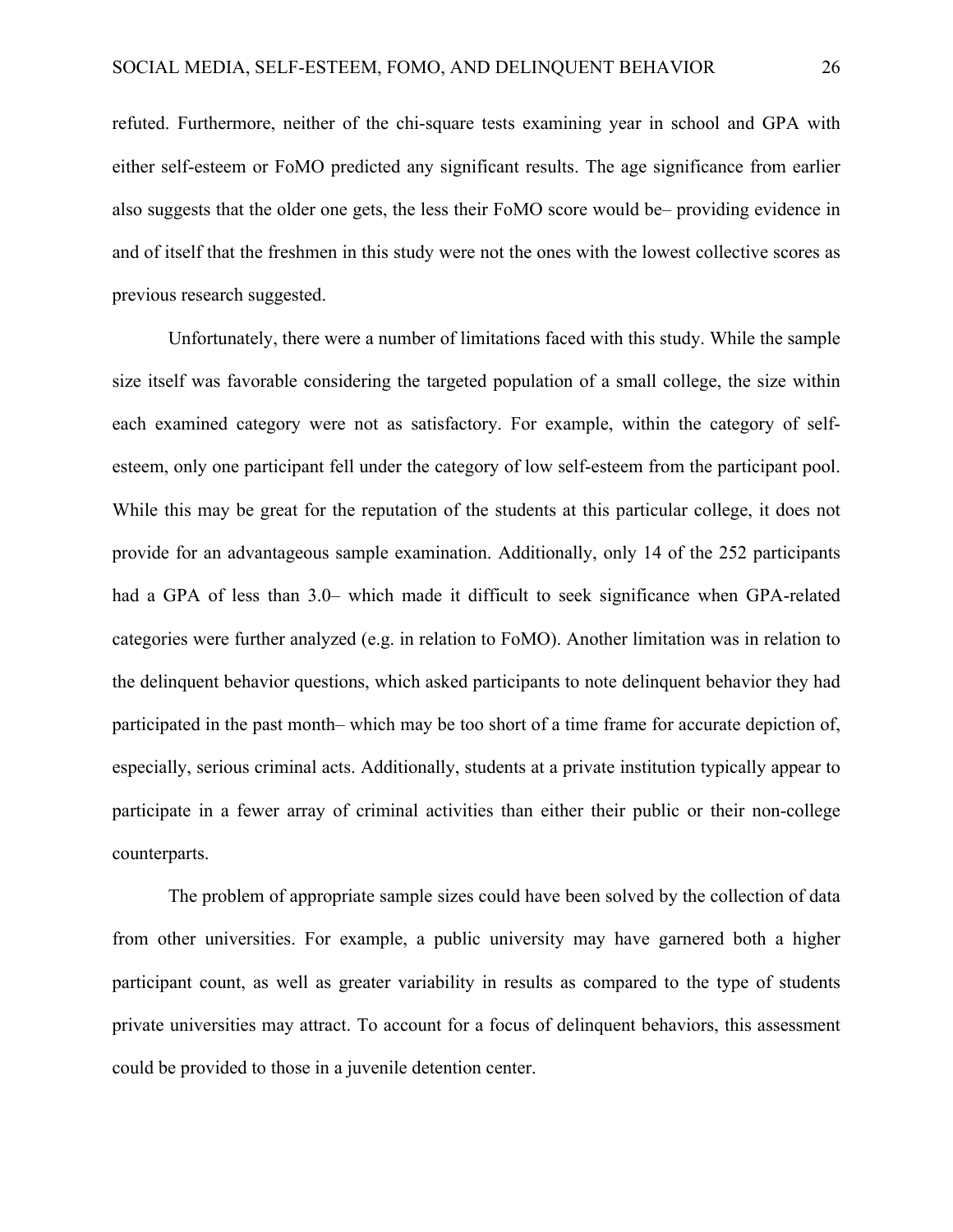refuted. Furthermore, neither of the chi-square tests examining year in school and GPA with either self-esteem or FoMO predicted any significant results. The age significance from earlier also suggests that the older one gets, the less their FoMO score would be– providing evidence in and of itself that the freshmen in this study were not the ones with the lowest collective scores as previous research suggested.

Unfortunately, there were a number of limitations faced with this study. While the sample size itself was favorable considering the targeted population of a small college, the size within each examined category were not as satisfactory. For example, within the category of self-esteem, only one participant fell under the category of low self-esteem from the participant pool. While this may be great for the reputation of the students at this particular college, it does not provide for an advantageous sample examination. Additionally, only 14 of the 252 participants had a GPA of less than 3.0– which made it difficult to seek significance when GPA-related categories were further analyzed (e.g. in relation to FoMO). Another limitation was in relation to the delinquent behavior questions, which asked participants to note delinquent behavior they had participated in the past month– which may be too short of a time frame for accurate depiction of, especially, serious criminal acts. Additionally, students at a private institution typically appear to participate in a fewer array of criminal activities than either their public or their non-college counterparts.

The problem of appropriate sample sizes could have been solved by the collection of data from other universities. For example, a public university may have garnered both a higher participant count, as well as greater variability in results as compared to the type of students private universities may attract. To account for a focus of delinquent behaviors, this assessment could be provided to those in a juvenile detention center.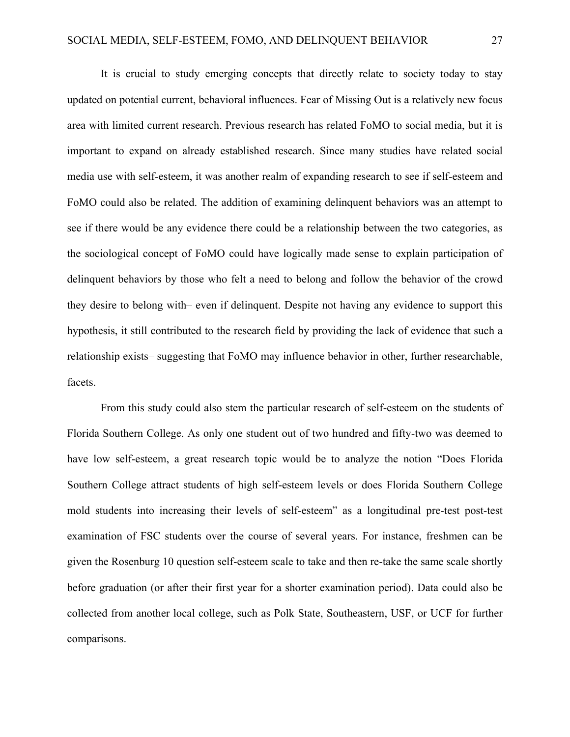It is crucial to study emerging concepts that directly relate to society today to stay updated on potential current, behavioral influences. Fear of Missing Out is a relatively new focus area with limited current research. Previous research has related FoMO to social media, but it is important to expand on already established research. Since many studies have related social media use with self-esteem, it was another realm of expanding research to see if self-esteem and FoMO could also be related. The addition of examining delinquent behaviors was an attempt to see if there would be any evidence there could be a relationship between the two categories, as the sociological concept of FoMO could have logically made sense to explain participation of delinquent behaviors by those who felt a need to belong and follow the behavior of the crowd they desire to belong with– even if delinquent. Despite not having any evidence to support this hypothesis, it still contributed to the research field by providing the lack of evidence that such a relationship exists– suggesting that FoMO may influence behavior in other, further researchable, facets.

From this study could also stem the particular research of self-esteem on the students of Florida Southern College. As only one student out of two hundred and fifty-two was deemed to have low self-esteem, a great research topic would be to analyze the notion "Does Florida Southern College attract students of high self-esteem levels or does Florida Southern College mold students into increasing their levels of self-esteem" as a longitudinal pre-test post-test examination of FSC students over the course of several years. For instance, freshmen can be given the Rosenburg 10 question self-esteem scale to take and then re-take the same scale shortly before graduation (or after their first year for a shorter examination period). Data could also be collected from another local college, such as Polk State, Southeastern, USF, or UCF for further comparisons.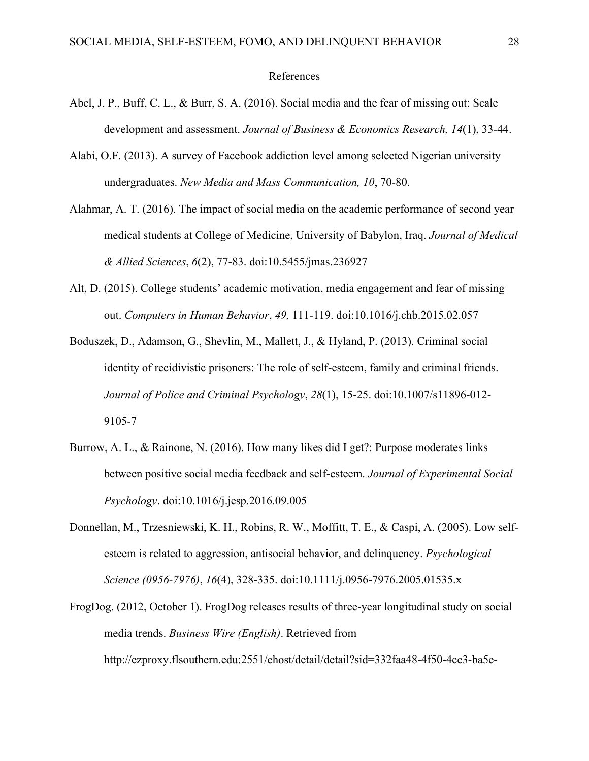# References

Abel, J. P., Buff, C. L., & Burr, S. A. (2016). Social media and the fear of missing out: Scale development and assessment. *Journal of Business & Economics Research, 14*(1), 33-44.

Alabi, O.F. (2013). A survey of Facebook addiction level among selected Nigerian university undergraduates. *New Media and Mass Communication, 10*, 70-80.

Alahmar, A. T. (2016). The impact of social media on the academic performance of second year medical students at College of Medicine, University of Babylon, Iraq. *Journal of Medical & Allied Sciences*, *6*(2), 77-83. doi:10.5455/jmas.236927

Alt, D. (2015). College students' academic motivation, media engagement and fear of missing out. *Computers in Human Behavior*, *49,* 111-119. doi:10.1016/j.chb.2015.02.057

Boduszek, D., Adamson, G., Shevlin, M., Mallett, J., & Hyland, P. (2013). Criminal social identity of recidivistic prisoners: The role of self-esteem, family and criminal friends. *Journal of Police and Criminal Psychology*, *28*(1), 15-25. doi:10.1007/s11896-012-9105-7

Burrow, A. L., & Rainone, N. (2016). How many likes did I get?: Purpose moderates links between positive social media feedback and self-esteem. *Journal of Experimental Social Psychology*. doi:10.1016/j.jesp.2016.09.005

Donnellan, M., Trzesniewski, K. H., Robins, R. W., Moffitt, T. E., & Caspi, A. (2005). Low self-esteem is related to aggression, antisocial behavior, and delinquency. *Psychological Science (0956-7976)*, *16*(4), 328-335. doi:10.1111/j.0956-7976.2005.01535.x

FrogDog. (2012, October 1). FrogDog releases results of three-year longitudinal study on social media trends. *Business Wire (English)*. Retrieved from http://ezproxy.flsouthern.edu:2551/ehost/detail/detail?sid=332faa48-4f50-4ce3-ba5e-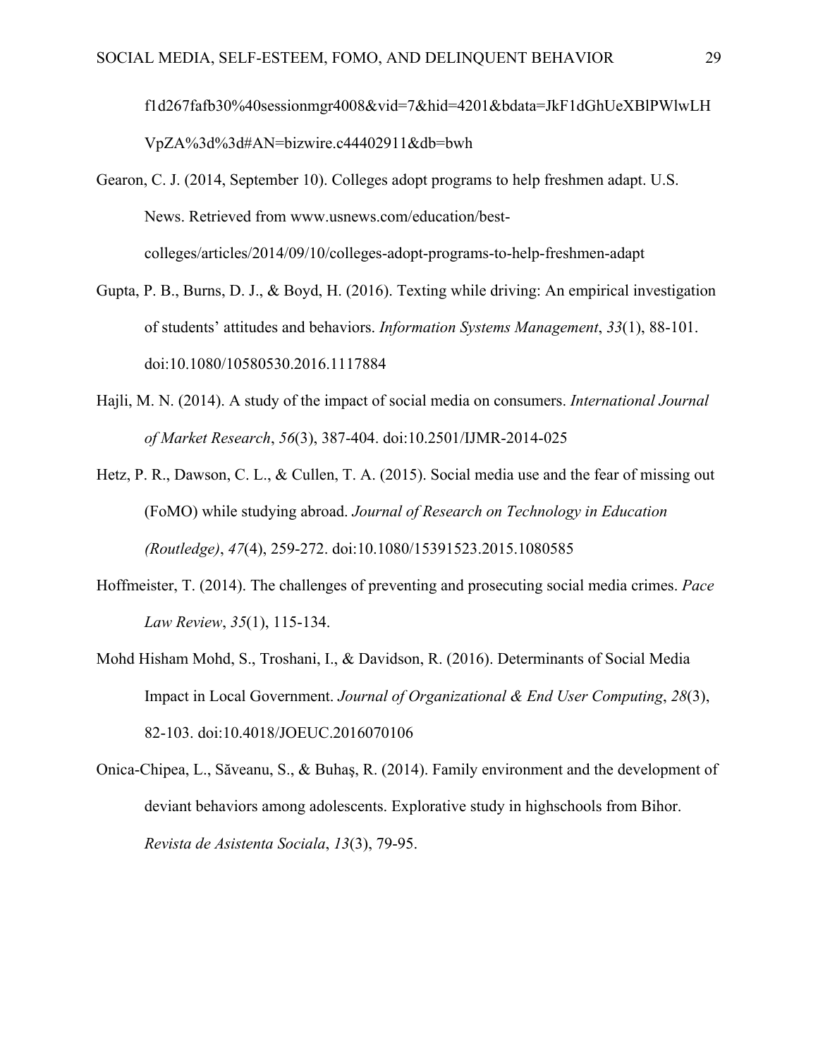f1d267fafb30%40sessionmgr4008&vid=7&hid=4201&bdata=JkF1dGhUeXBlPWlwLHVpZA%3d%3d#AN=bizwire.c44402911&db=bwh

Gearon, C. J. (2014, September 10). Colleges adopt programs to help freshmen adapt. U.S. News. Retrieved from www.usnews.com/education/best-colleges/articles/2014/09/10/colleges-adopt-programs-to-help-freshmen-adapt

Gupta, P. B., Burns, D. J., & Boyd, H. (2016). Texting while driving: An empirical investigation of students' attitudes and behaviors. *Information Systems Management*, *33*(1), 88-101. doi:10.1080/10580530.2016.1117884

Hajli, M. N. (2014). A study of the impact of social media on consumers. *International Journal of Market Research*, *56*(3), 387-404. doi:10.2501/IJMR-2014-025

Hetz, P. R., Dawson, C. L., & Cullen, T. A. (2015). Social media use and the fear of missing out (FoMO) while studying abroad. *Journal of Research on Technology in Education (Routledge)*, *47*(4), 259-272. doi:10.1080/15391523.2015.1080585

Hoffmeister, T. (2014). The challenges of preventing and prosecuting social media crimes. *Pace Law Review*, *35*(1), 115-134.

Mohd Hisham Mohd, S., Troshani, I., & Davidson, R. (2016). Determinants of Social Media Impact in Local Government. *Journal of Organizational & End User Computing*, *28*(3), 82-103. doi:10.4018/JOEUC.2016070106

Onica-Chipea, L., Săveanu, S., & Buhaş, R. (2014). Family environment and the development of deviant behaviors among adolescents. Explorative study in highschools from Bihor. *Revista de Asistenta Sociala*, *13*(3), 79-95.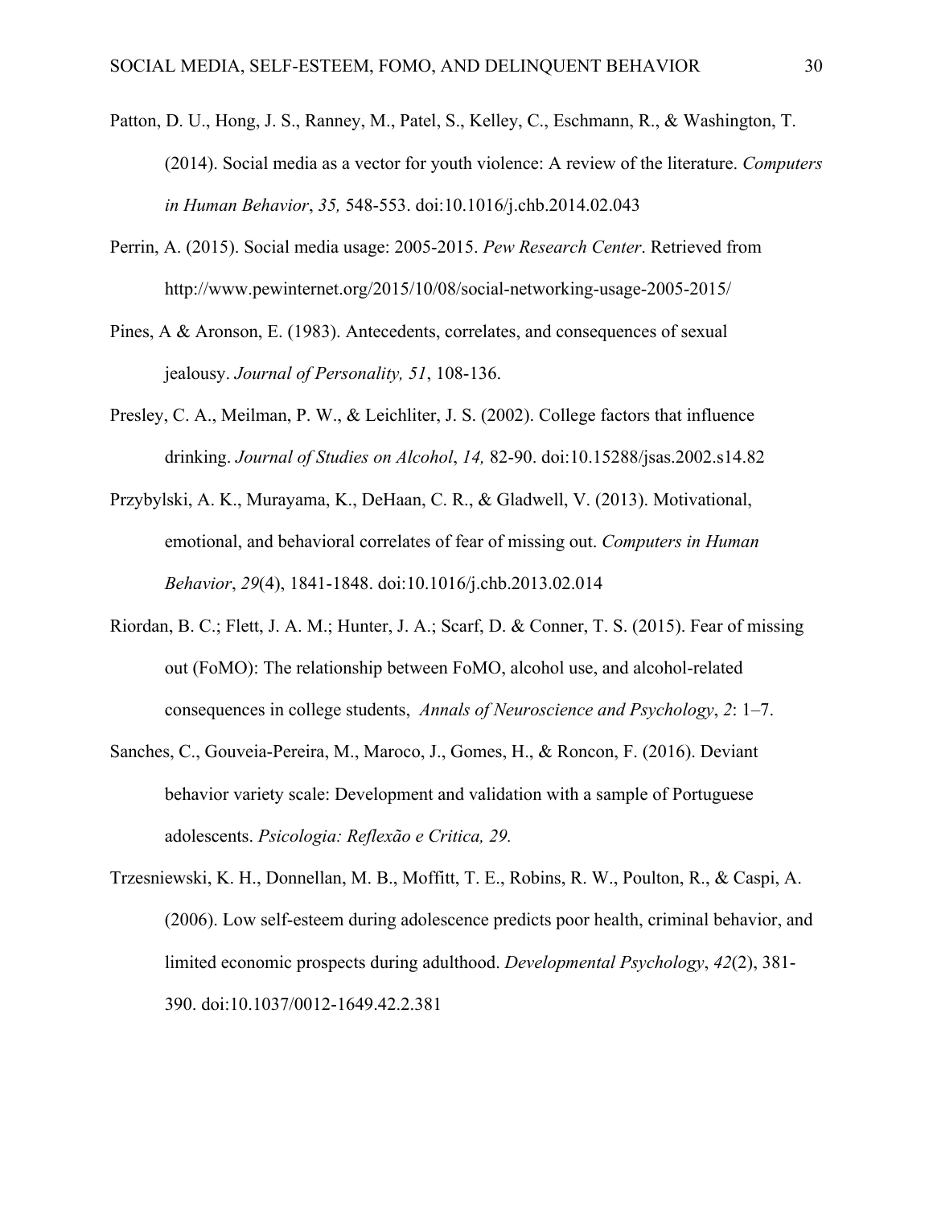Patton, D. U., Hong, J. S., Ranney, M., Patel, S., Kelley, C., Eschmann, R., & Washington, T. (2014). Social media as a vector for youth violence: A review of the literature. *Computers in Human Behavior*, *35,* 548-553. doi:10.1016/j.chb.2014.02.043

Perrin, A. (2015). Social media usage: 2005-2015. *Pew Research Center*. Retrieved from http://www.pewinternet.org/2015/10/08/social-networking-usage-2005-2015/

Pines, A & Aronson, E. (1983). Antecedents, correlates, and consequences of sexual jealousy. *Journal of Personality, 51*, 108-136.

Presley, C. A., Meilman, P. W., & Leichliter, J. S. (2002). College factors that influence drinking. *Journal of Studies on Alcohol*, *14,* 82-90. doi:10.15288/jsas.2002.s14.82

Przybylski, A. K., Murayama, K., DeHaan, C. R., & Gladwell, V. (2013). Motivational, emotional, and behavioral correlates of fear of missing out. *Computers in Human Behavior*, *29*(4), 1841-1848. doi:10.1016/j.chb.2013.02.014

Riordan, B. C.; Flett, J. A. M.; Hunter, J. A.; Scarf, D. & Conner, T. S. (2015). Fear of missing out (FoMO): The relationship between FoMO, alcohol use, and alcohol-related consequences in college students, *Annals of Neuroscience and Psychology*, *2*: 1–7.

Sanches, C., Gouveia-Pereira, M., Maroco, J., Gomes, H., & Roncon, F. (2016). Deviant behavior variety scale: Development and validation with a sample of Portuguese adolescents. *Psicologia: Reflexão e Critica, 29.*

Trzesniewski, K. H., Donnellan, M. B., Moffitt, T. E., Robins, R. W., Poulton, R., & Caspi, A. (2006). Low self-esteem during adolescence predicts poor health, criminal behavior, and limited economic prospects during adulthood. *Developmental Psychology*, *42*(2), 381-390. doi:10.1037/0012-1649.42.2.381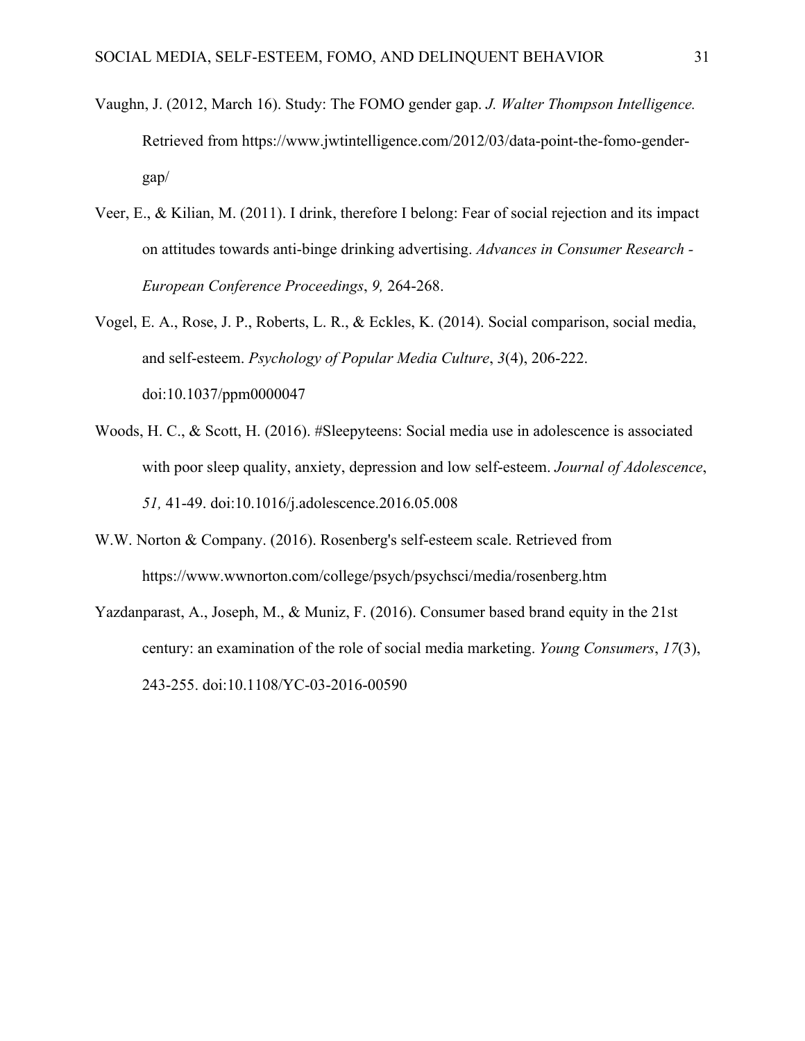Vaughn, J. (2012, March 16). Study: The FOMO gender gap. *J. Walter Thompson Intelligence.* Retrieved from https://www.jwtintelligence.com/2012/03/data-point-the-fomo-gender-gap/

Veer, E., & Kilian, M. (2011). I drink, therefore I belong: Fear of social rejection and its impact on attitudes towards anti-binge drinking advertising. *Advances in Consumer Research - European Conference Proceedings*, *9,* 264-268.

Vogel, E. A., Rose, J. P., Roberts, L. R., & Eckles, K. (2014). Social comparison, social media, and self-esteem. *Psychology of Popular Media Culture*, *3*(4), 206-222. doi:10.1037/ppm0000047

Woods, H. C., & Scott, H. (2016). #Sleepyteens: Social media use in adolescence is associated with poor sleep quality, anxiety, depression and low self-esteem. *Journal of Adolescence*, *51,* 41-49. doi:10.1016/j.adolescence.2016.05.008

W.W. Norton & Company. (2016). Rosenberg's self-esteem scale. Retrieved from https://www.wwnorton.com/college/psych/psychsci/media/rosenberg.htm

Yazdanparast, A., Joseph, M., & Muniz, F. (2016). Consumer based brand equity in the 21st century: an examination of the role of social media marketing. *Young Consumers*, *17*(3), 243-255. doi:10.1108/YC-03-2016-00590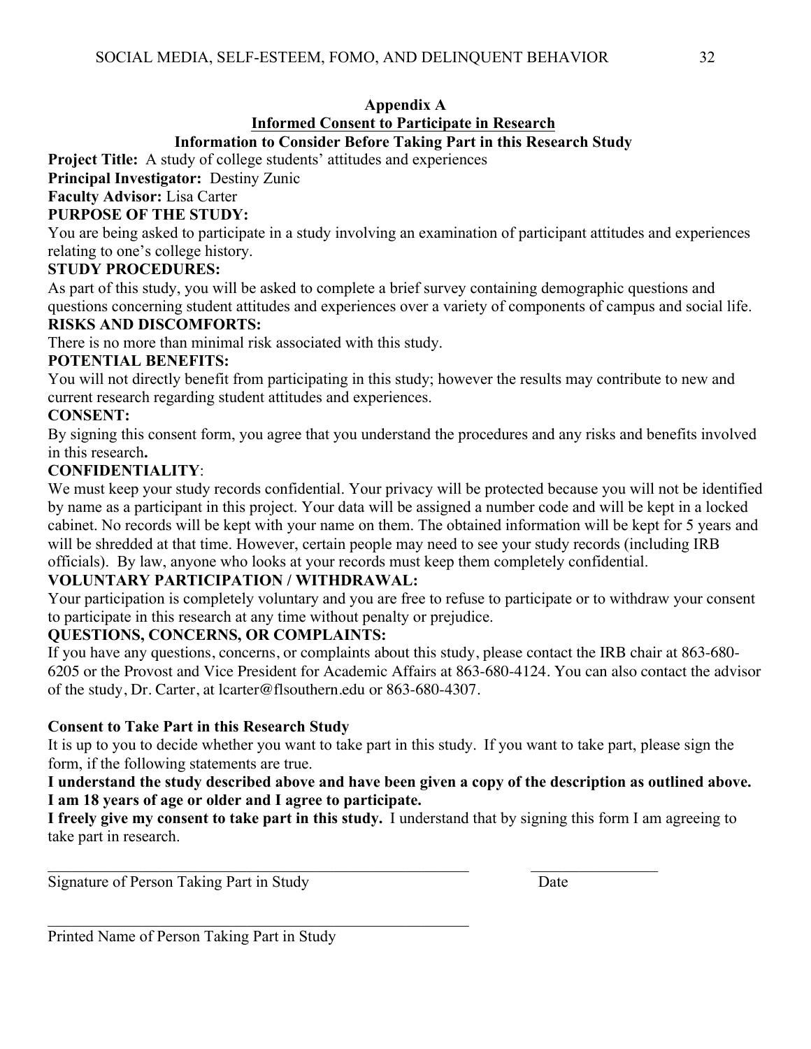# Appendix A

## Informed Consent to Participate in Research

### Information to Consider Before Taking Part in this Research Study

**Project Title:** A study of college students' attitudes and experiences

**Principal Investigator:** Destiny Zunic

**Faculty Advisor:** Lisa Carter

**PURPOSE OF THE STUDY:**

You are being asked to participate in a study involving an examination of participant attitudes and experiences relating to one's college history.

**STUDY PROCEDURES:**

As part of this study, you will be asked to complete a brief survey containing demographic questions and questions concerning student attitudes and experiences over a variety of components of campus and social life.

**RISKS AND DISCOMFORTS:**

There is no more than minimal risk associated with this study.

**POTENTIAL BENEFITS:**

You will not directly benefit from participating in this study; however the results may contribute to new and current research regarding student attitudes and experiences.

**CONSENT:**

By signing this consent form, you agree that you understand the procedures and any risks and benefits involved in this research**.**

**CONFIDENTIALITY**:

We must keep your study records confidential. Your privacy will be protected because you will not be identified by name as a participant in this project. Your data will be assigned a number code and will be kept in a locked cabinet. No records will be kept with your name on them. The obtained information will be kept for 5 years and will be shredded at that time. However, certain people may need to see your study records (including IRB officials). By law, anyone who looks at your records must keep them completely confidential.

**VOLUNTARY PARTICIPATION / WITHDRAWAL:**

Your participation is completely voluntary and you are free to refuse to participate or to withdraw your consent to participate in this research at any time without penalty or prejudice.

**QUESTIONS, CONCERNS, OR COMPLAINTS:**

If you have any questions, concerns, or complaints about this study, please contact the IRB chair at 863-680-6205 or the Provost and Vice President for Academic Affairs at 863-680-4124. You can also contact the advisor of the study, Dr. Carter, at lcarter@flsouthern.edu or 863-680-4307.

**Consent to Take Part in this Research Study**

It is up to you to decide whether you want to take part in this study. If you want to take part, please sign the form, if the following statements are true.

**I understand the study described above and have been given a copy of the description as outlined above.**
**I am 18 years of age or older and I agree to participate.**

**I freely give my consent to take part in this study.** I understand that by signing this form I am agreeing to take part in research.

\_\_\_\_\_\_\_\_\_\_\_\_\_\_\_\_\_\_\_\_\_\_\_\_\_\_\_\_\_\_\_\_\_\_\_\_\_\_\_\_\_\_\_\_ \_\_\_\_\_\_\_\_\_\_\_\_\_\_\_\_

Signature of Person Taking Part in Study Date

\_\_\_\_\_\_\_\_\_\_\_\_\_\_\_\_\_\_\_\_\_\_\_\_\_\_\_\_\_\_\_\_\_\_\_\_\_\_\_\_\_\_\_\_

Printed Name of Person Taking Part in Study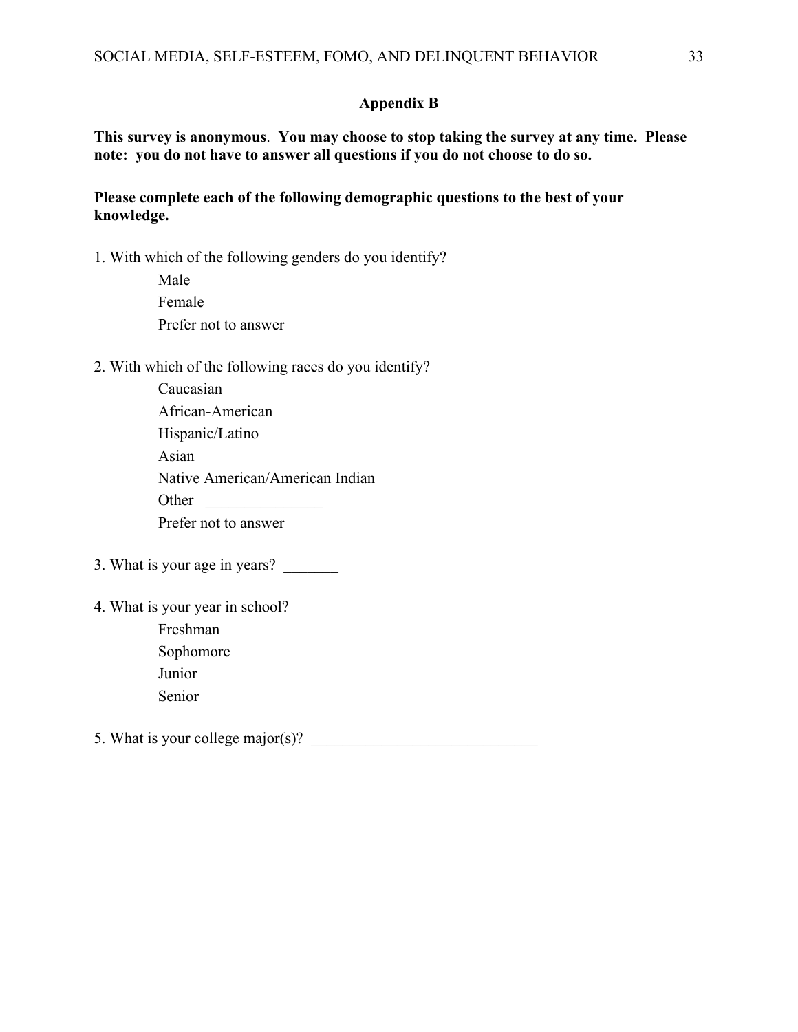## Appendix B

**This survey is anonymous**. **You may choose to stop taking the survey at any time. Please note: you do not have to answer all questions if you do not choose to do so.**

**Please complete each of the following demographic questions to the best of your knowledge.**

1. With which of the following genders do you identify?
   - Male
   - Female
   - Prefer not to answer

2. With which of the following races do you identify?
   - Caucasian
   - African-American
   - Hispanic/Latino
   - Asian
   - Native American/American Indian
   - Other _______________
   - Prefer not to answer

3. What is your age in years? _______

4. What is your year in school?
   - Freshman
   - Sophomore
   - Junior
   - Senior

5. What is your college major(s)? _____________________________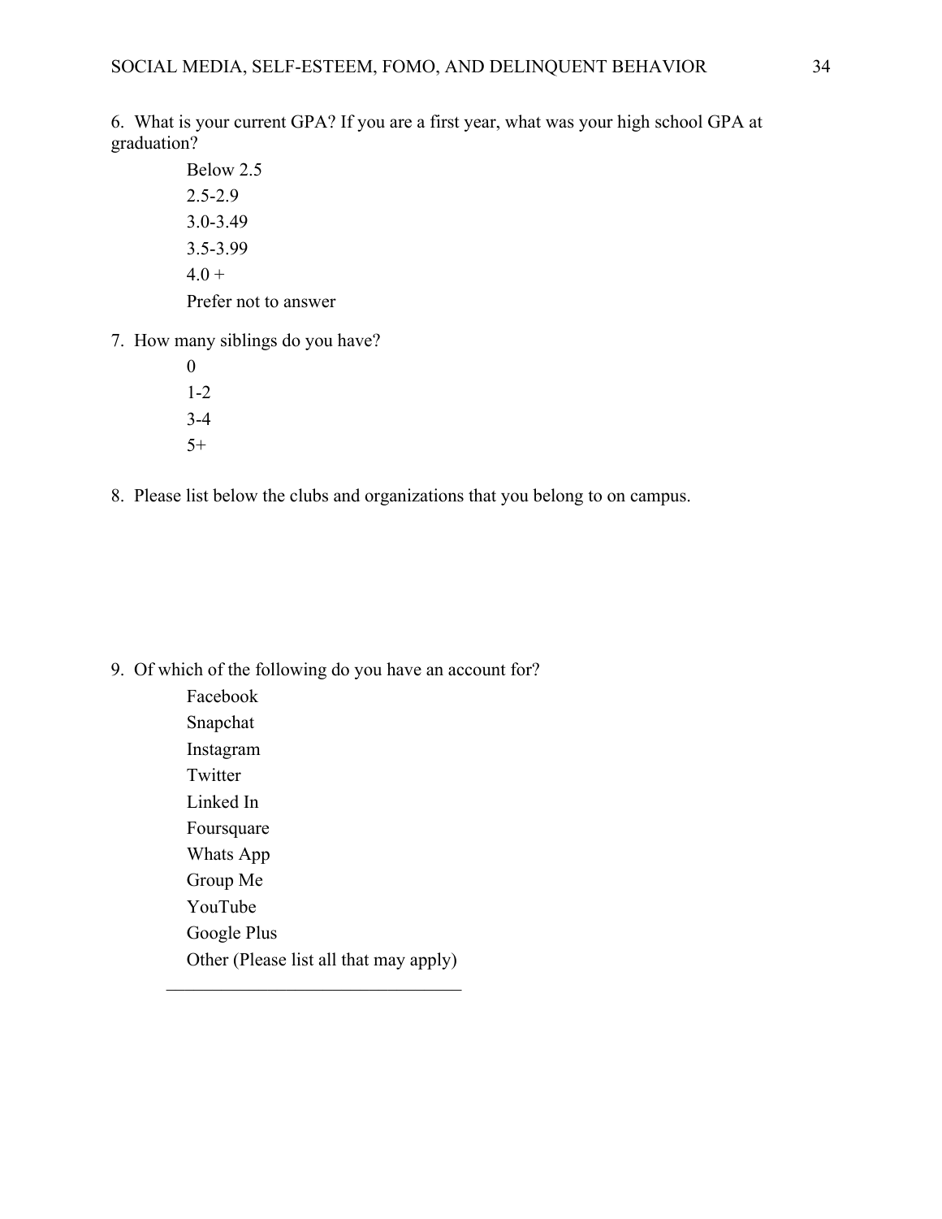6. What is your current GPA? If you are a first year, what was your high school GPA at graduation?

   Below 2.5
   2.5-2.9
   3.0-3.49
   3.5-3.99
   4.0 +
   Prefer not to answer

7. How many siblings do you have?

   0
   1-2
   3-4
   5+

8. Please list below the clubs and organizations that you belong to on campus.

9. Of which of the following do you have an account for?

   Facebook
   Snapchat
   Instagram
   Twitter
   Linked In
   Foursquare
   Whats App
   Group Me
   YouTube
   Google Plus
   Other (Please list all that may apply)

   ________________________________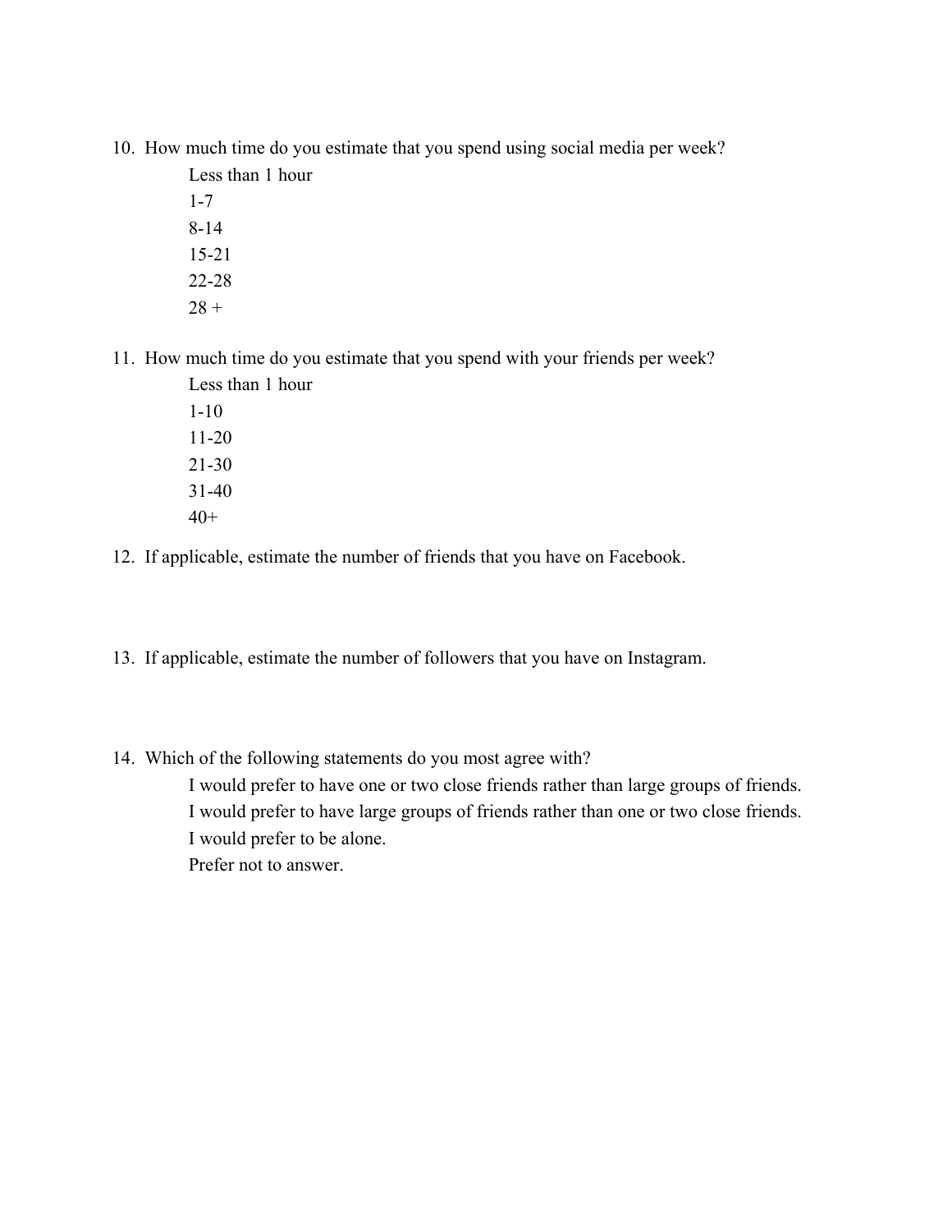10. How much time do you estimate that you spend using social media per week?

    Less than 1 hour
    
    1-7
    
    8-14
    
    15-21
    
    22-28
    
    28 +

11. How much time do you estimate that you spend with your friends per week?

    Less than 1 hour
    
    1-10
    
    11-20
    
    21-30
    
    31-40
    
    40+

12. If applicable, estimate the number of friends that you have on Facebook.

13. If applicable, estimate the number of followers that you have on Instagram.

14. Which of the following statements do you most agree with?

    I would prefer to have one or two close friends rather than large groups of friends.
    
    I would prefer to have large groups of friends rather than one or two close friends.
    
    I would prefer to be alone.
    
    Prefer not to answer.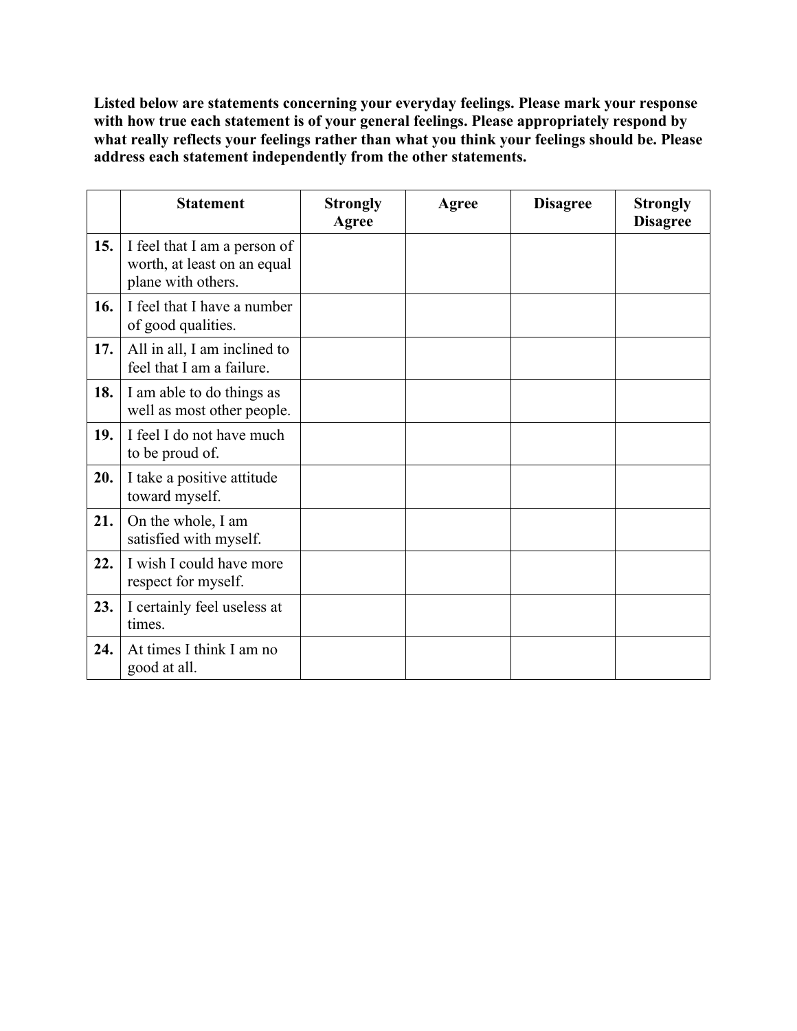**Listed below are statements concerning your everyday feelings. Please mark your response with how true each statement is of your general feelings. Please appropriately respond by what really reflects your feelings rather than what you think your feelings should be. Please address each statement independently from the other statements.**

| | Statement | Strongly Agree | Agree | Disagree | Strongly Disagree |
|---|---|---|---|---|---|
| **15.** | I feel that I am a person of worth, at least on an equal plane with others. | | | | |
| **16.** | I feel that I have a number of good qualities. | | | | |
| **17.** | All in all, I am inclined to feel that I am a failure. | | | | |
| **18.** | I am able to do things as well as most other people. | | | | |
| **19.** | I feel I do not have much to be proud of. | | | | |
| **20.** | I take a positive attitude toward myself. | | | | |
| **21.** | On the whole, I am satisfied with myself. | | | | |
| **22.** | I wish I could have more respect for myself. | | | | |
| **23.** | I certainly feel useless at times. | | | | |
| **24.** | At times I think I am no good at all. | | | | |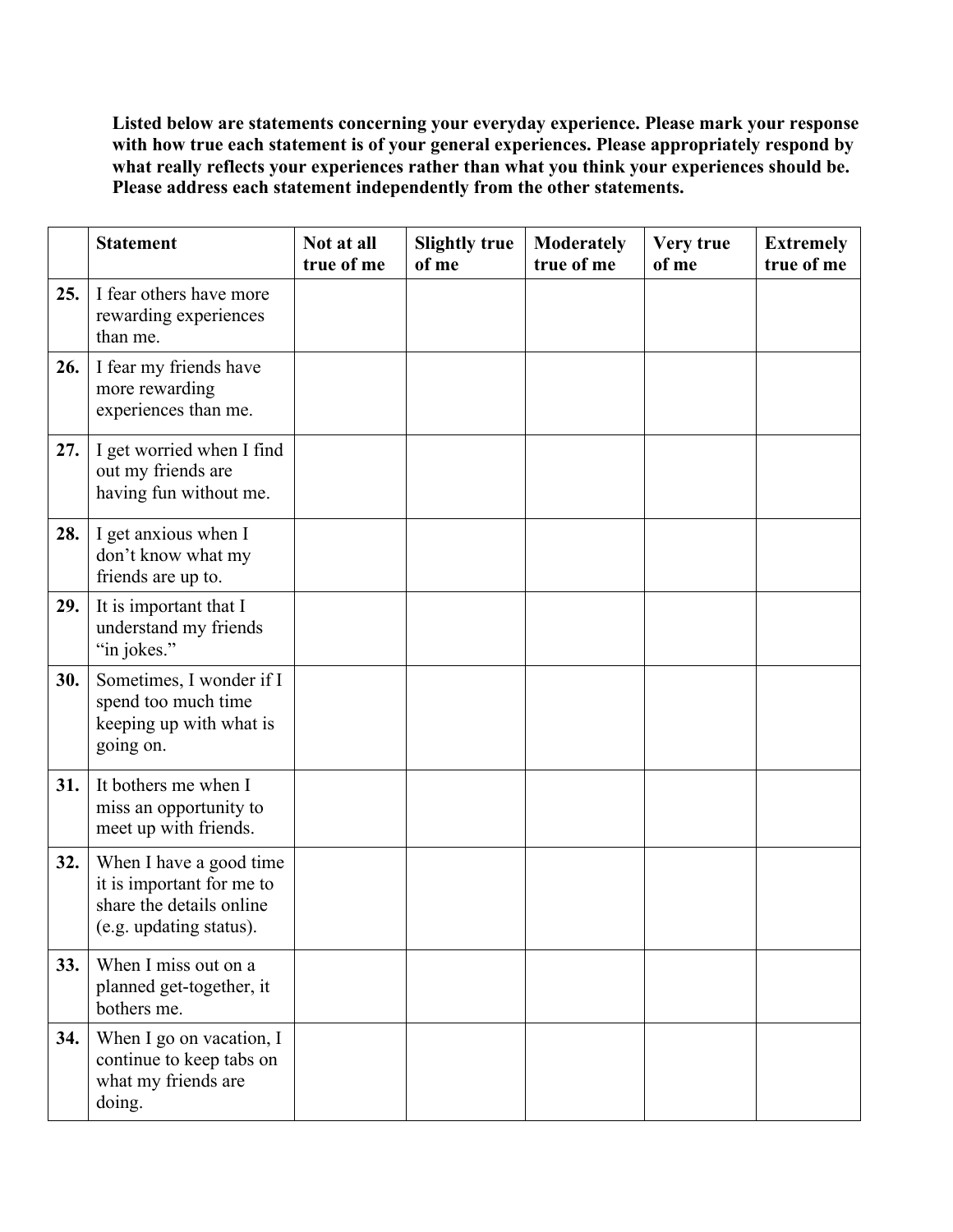**Listed below are statements concerning your everyday experience. Please mark your response with how true each statement is of your general experiences. Please appropriately respond by what really reflects your experiences rather than what you think your experiences should be. Please address each statement independently from the other statements.**

| | **Statement** | **Not at all true of me** | **Slightly true of me** | **Moderately true of me** | **Very true of me** | **Extremely true of me** |
|---|---|---|---|---|---|---|
| **25.** | I fear others have more rewarding experiences than me. | | | | | |
| **26.** | I fear my friends have more rewarding experiences than me. | | | | | |
| **27.** | I get worried when I find out my friends are having fun without me. | | | | | |
| **28.** | I get anxious when I don't know what my friends are up to. | | | | | |
| **29.** | It is important that I understand my friends "in jokes." | | | | | |
| **30.** | Sometimes, I wonder if I spend too much time keeping up with what is going on. | | | | | |
| **31.** | It bothers me when I miss an opportunity to meet up with friends. | | | | | |
| **32.** | When I have a good time it is important for me to share the details online (e.g. updating status). | | | | | |
| **33.** | When I miss out on a planned get-together, it bothers me. | | | | | |
| **34.** | When I go on vacation, I continue to keep tabs on what my friends are doing. | | | | | |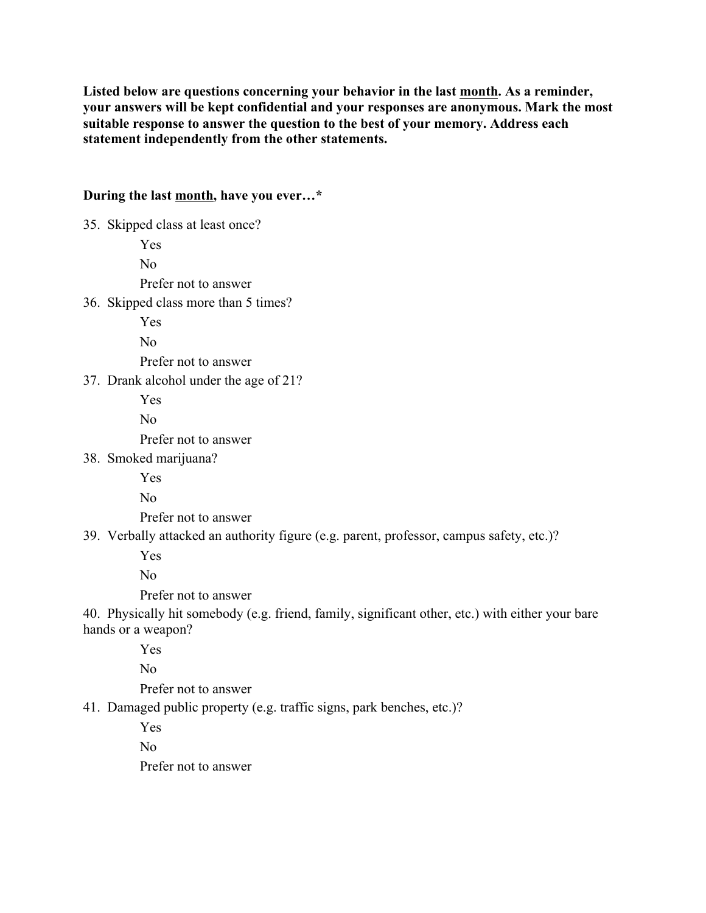**Listed below are questions concerning your behavior in the last <u>month</u>. As a reminder, your answers will be kept confidential and your responses are anonymous. Mark the most suitable response to answer the question to the best of your memory. Address each statement independently from the other statements.**

**During the last <u>month</u>, have you ever…***

35. Skipped class at least once?

    Yes

    No

    Prefer not to answer

36. Skipped class more than 5 times?

    Yes

    No

    Prefer not to answer

37. Drank alcohol under the age of 21?

    Yes

    No

    Prefer not to answer

38. Smoked marijuana?

    Yes

    No

    Prefer not to answer

39. Verbally attacked an authority figure (e.g. parent, professor, campus safety, etc.)?

    Yes

    No

    Prefer not to answer

40. Physically hit somebody (e.g. friend, family, significant other, etc.) with either your bare hands or a weapon?

    Yes

    No

    Prefer not to answer

41. Damaged public property (e.g. traffic signs, park benches, etc.)?

    Yes

    No

    Prefer not to answer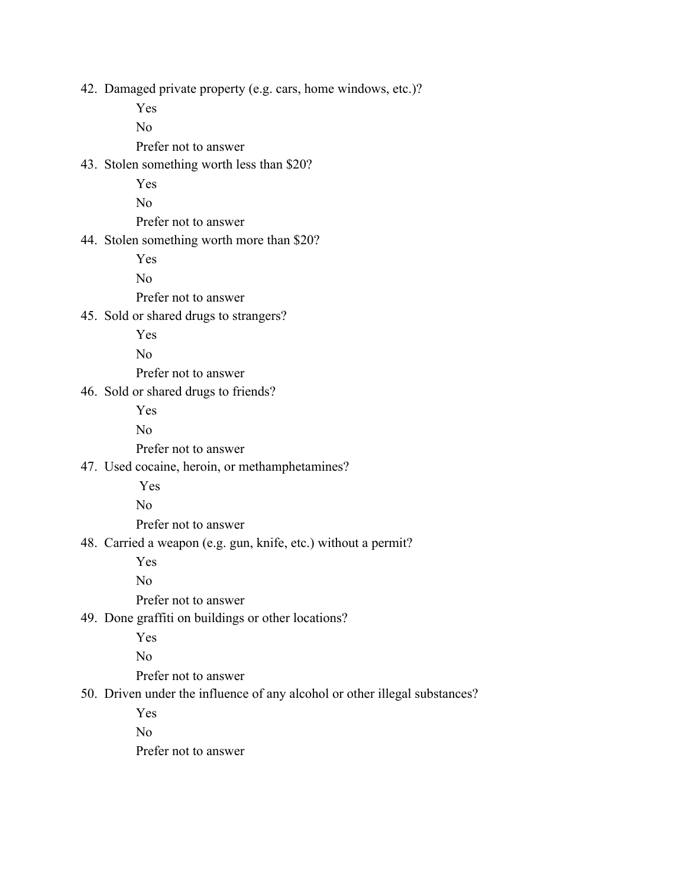42. Damaged private property (e.g. cars, home windows, etc.)?
    - Yes
    - No
    - Prefer not to answer
43. Stolen something worth less than $20?
    - Yes
    - No
    - Prefer not to answer
44. Stolen something worth more than $20?
    - Yes
    - No
    - Prefer not to answer
45. Sold or shared drugs to strangers?
    - Yes
    - No
    - Prefer not to answer
46. Sold or shared drugs to friends?
    - Yes
    - No
    - Prefer not to answer
47. Used cocaine, heroin, or methamphetamines?
    - Yes
    - No
    - Prefer not to answer
48. Carried a weapon (e.g. gun, knife, etc.) without a permit?
    - Yes
    - No
    - Prefer not to answer
49. Done graffiti on buildings or other locations?
    - Yes
    - No
    - Prefer not to answer
50. Driven under the influence of any alcohol or other illegal substances?
    - Yes
    - No
    - Prefer not to answer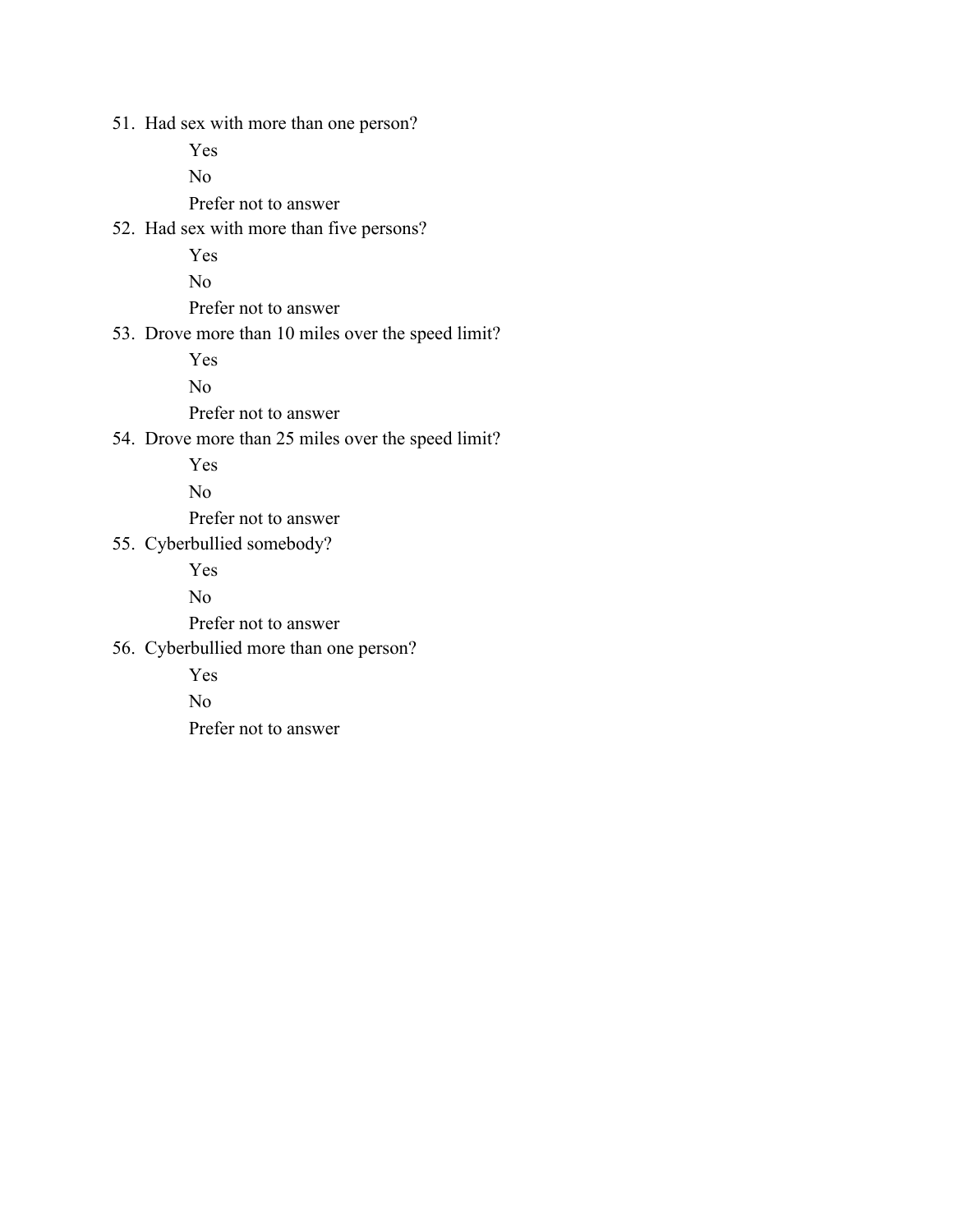51. Had sex with more than one person?
    - Yes
    - No
    - Prefer not to answer
52. Had sex with more than five persons?
    - Yes
    - No
    - Prefer not to answer
53. Drove more than 10 miles over the speed limit?
    - Yes
    - No
    - Prefer not to answer
54. Drove more than 25 miles over the speed limit?
    - Yes
    - No
    - Prefer not to answer
55. Cyberbullied somebody?
    - Yes
    - No
    - Prefer not to answer
56. Cyberbullied more than one person?
    - Yes
    - No
    - Prefer not to answer